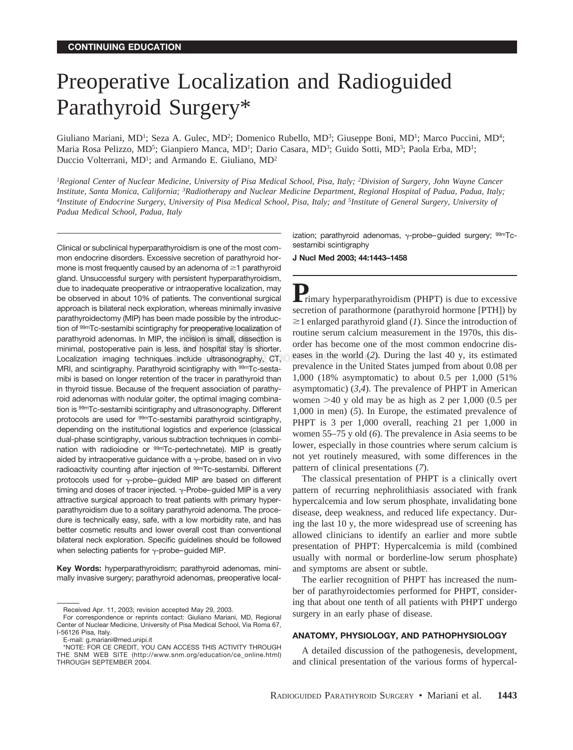CONTINUING EDUCATION

# Preoperative Localization and Radioguided Parathyroid Surgery*

Giuliano Mariani, MD[1]; Seza A. Gulec, MD[2]; Domenico Rubello, MD[3]; Giuseppe Boni, MD[1]; Marco Puccini, MD[4]; Maria Rosa Pelizzo, MD[5]; Gianpiero Manca, MD[1]; Dario Casara, MD[3]; Guido Sotti, MD[3]; Paola Erba, MD[1]; Duccio Volterrani, MD[1]; and Armando E. Giuliano, MD[2]

*[1]Regional Center of Nuclear Medicine, University of Pisa Medical School, Pisa, Italy; [2]Division of Surgery, John Wayne Cancer Institute, Santa Monica, California; [3]Radiotherapy and Nuclear Medicine Department, Regional Hospital of Padua, Padua, Italy; [4]Institute of Endocrine Surgery, University of Pisa Medical School, Pisa, Italy; and [5]Institute of General Surgery, University of Padua Medical School, Padua, Italy*

Clinical or subclinical hyperparathyroidism is one of the most common endocrine disorders. Excessive secretion of parathyroid hormone is most frequently caused by an adenoma of ≥1 parathyroid gland. Unsuccessful surgery with persistent hyperparathyroidism, due to inadequate preoperative or intraoperative localization, may be observed in about 10% of patients. The conventional surgical approach is bilateral neck exploration, whereas minimally invasive parathyroidectomy (MIP) has been made possible by the introduction of $^{99m}$Tc-sestamibi scintigraphy for preoperative localization of parathyroid adenomas. In MIP, the incision is small, dissection is minimal, postoperative pain is less, and hospital stay is shorter. Localization imaging techniques include ultrasonography, CT, MRI, and scintigraphy. Parathyroid scintigraphy with $^{99m}$Tc-sestamibi is based on longer retention of the tracer in parathyroid than in thyroid tissue. Because of the frequent association of parathyroid adenomas with nodular goiter, the optimal imaging combination is $^{99m}$Tc-sestamibi scintigraphy and ultrasonography. Different protocols are used for $^{99m}$Tc-sestamibi parathyroid scintigraphy, depending on the institutional logistics and experience (classical dual-phase scintigraphy, various subtraction techniques in combination with radioiodine or $^{99m}$Tc-pertechnetate). MIP is greatly aided by intraoperative guidance with a γ-probe, based on in vivo radioactivity counting after injection of $^{99m}$Tc-sestamibi. Different protocols used for γ-probe–guided MIP are based on different timing and doses of tracer injected. γ-Probe–guided MIP is a very attractive surgical approach to treat patients with primary hyperparathyroidism due to a solitary parathyroid adenoma. The procedure is technically easy, safe, with a low morbidity rate, and has better cosmetic results and lower overall cost than conventional bilateral neck exploration. Specific guidelines should be followed when selecting patients for γ-probe–guided MIP.

**Key Words:** hyperparathyroidism; parathyroid adenomas, minimally invasive surgery; parathyroid adenomas, preoperative localization; parathyroid adenomas, γ-probe–guided surgery; $^{99m}$Tc-sestamibi scintigraphy

**J Nucl Med 2003; 44:1443–1458**

Received Apr. 11, 2003; revision accepted May 29, 2003.

For correspondence or reprints contact: Giuliano Mariani, MD, Regional Center of Nuclear Medicine, University of Pisa Medical School, Via Roma 67, I-56126 Pisa, Italy.

E-mail: g.mariani@med.unipi.it

*NOTE: FOR CE CREDIT, YOU CAN ACCESS THIS ACTIVITY THROUGH THE SNM WEB SITE (http://www.snm.org/education/ce_online.html) THROUGH SEPTEMBER 2004.

Primary hyperparathyroidism (PHPT) is due to excessive secretion of parathormone (parathyroid hormone [PTH]) by ≥1 enlarged parathyroid gland (*1*). Since the introduction of routine serum calcium measurement in the 1970s, this disorder has become one of the most common endocrine diseases in the world (*2*). During the last 40 y, its estimated prevalence in the United States jumped from about 0.08 per 1,000 (18% asymptomatic) to about 0.5 per 1,000 (51% asymptomatic) (*3,4*). The prevalence of PHPT in American women >40 y old may be as high as 2 per 1,000 (0.5 per 1,000 in men) (*5*). In Europe, the estimated prevalence of PHPT is 3 per 1,000 overall, reaching 21 per 1,000 in women 55–75 y old (*6*). The prevalence in Asia seems to be lower, especially in those countries where serum calcium is not yet routinely measured, with some differences in the pattern of clinical presentations (*7*).

The classical presentation of PHPT is a clinically overt pattern of recurring nephrolithiasis associated with frank hypercalcemia and low serum phosphate, invalidating bone disease, deep weakness, and reduced life expectancy. During the last 10 y, the more widespread use of screening has allowed clinicians to identify an earlier and more subtle presentation of PHPT: Hypercalcemia is mild (combined usually with normal or borderline-low serum phosphate) and symptoms are absent or subtle.

The earlier recognition of PHPT has increased the number of parathyroidectomies performed for PHPT, considering that about one tenth of all patients with PHPT undergo surgery in an early phase of disease.

## ANATOMY, PHYSIOLOGY, AND PATHOPHYSIOLOGY

A detailed discussion of the pathogenesis, development, and clinical presentation of the various forms of hypercal-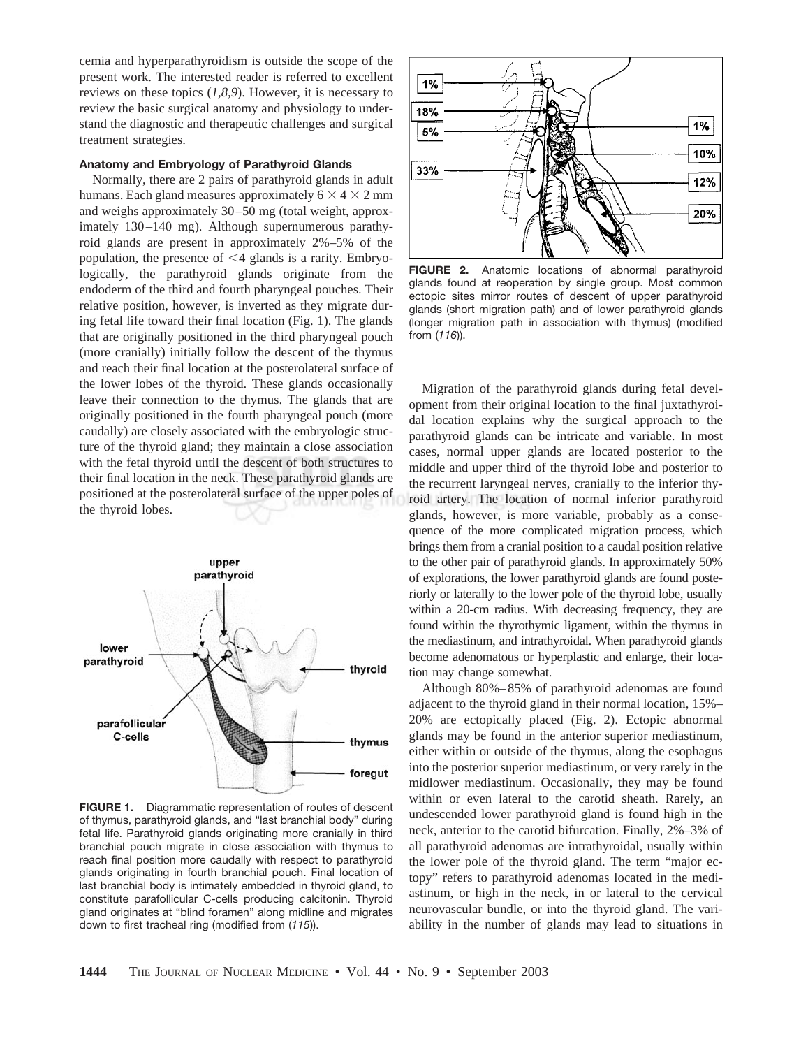cemia and hyperparathyroidism is outside the scope of the present work. The interested reader is referred to excellent reviews on these topics (*1,8,9*). However, it is necessary to review the basic surgical anatomy and physiology to understand the diagnostic and therapeutic challenges and surgical treatment strategies.

### Anatomy and Embryology of Parathyroid Glands

Normally, there are 2 pairs of parathyroid glands in adult humans. Each gland measures approximately $6 \times 4 \times 2$ mm and weighs approximately 30–50 mg (total weight, approximately 130–140 mg). Although supernumerous parathyroid glands are present in approximately 2%–5% of the population, the presence of <4 glands is a rarity. Embryologically, the parathyroid glands originate from the endoderm of the third and fourth pharyngeal pouches. Their relative position, however, is inverted as they migrate during fetal life toward their final location (Fig. 1). The glands that are originally positioned in the third pharyngeal pouch (more cranially) initially follow the descent of the thymus and reach their final location at the posterolateral surface of the lower lobes of the thyroid. These glands occasionally leave their connection to the thymus. The glands that are originally positioned in the fourth pharyngeal pouch (more caudally) are closely associated with the embryologic structure of the thyroid gland; they maintain a close association with the fetal thyroid until the descent of both structures to their final location in the neck. These parathyroid glands are positioned at the posterolateral surface of the upper poles of the thyroid lobes.

**FIGURE 1.** Diagrammatic representation of routes of descent of thymus, parathyroid glands, and "last branchial body" during fetal life. Parathyroid glands originating more cranially in third branchial pouch migrate in close association with thymus to reach final position more caudally with respect to parathyroid glands originating in fourth branchial pouch. Final location of last branchial body is intimately embedded in thyroid gland, to constitute parafollicular C-cells producing calcitonin. Thyroid gland originates at "blind foramen" along midline and migrates down to first tracheal ring (modified from (*115*)).

**FIGURE 2.** Anatomic locations of abnormal parathyroid glands found at reoperation by single group. Most common ectopic sites mirror routes of descent of upper parathyroid glands (short migration path) and of lower parathyroid glands (longer migration path in association with thymus) (modified from (*116*)).

Migration of the parathyroid glands during fetal development from their original location to the final juxtathyroidal location explains why the surgical approach to the parathyroid glands can be intricate and variable. In most cases, normal upper glands are located posterior to the middle and upper third of the thyroid lobe and posterior to the recurrent laryngeal nerves, cranially to the inferior thyroid artery. The location of normal inferior parathyroid glands, however, is more variable, probably as a consequence of the more complicated migration process, which brings them from a cranial position to a caudal position relative to the other pair of parathyroid glands. In approximately 50% of explorations, the lower parathyroid glands are found posteriorly or laterally to the lower pole of the thyroid lobe, usually within a 20-cm radius. With decreasing frequency, they are found within the thyrothymic ligament, within the thymus in the mediastinum, and intrathyroidal. When parathyroid glands become adenomatous or hyperplastic and enlarge, their location may change somewhat.

Although 80%–85% of parathyroid adenomas are found adjacent to the thyroid gland in their normal location, 15%–20% are ectopically placed (Fig. 2). Ectopic abnormal glands may be found in the anterior superior mediastinum, either within or outside of the thymus, along the esophagus into the posterior superior mediastinum, or very rarely in the midlower mediastinum. Occasionally, they may be found within or even lateral to the carotid sheath. Rarely, an undescended lower parathyroid gland is found high in the neck, anterior to the carotid bifurcation. Finally, 2%–3% of all parathyroid adenomas are intrathyroidal, usually within the lower pole of the thyroid gland. The term "major ectopy" refers to parathyroid adenomas located in the mediastinum, or high in the neck, in or lateral to the cervical neurovascular bundle, or into the thyroid gland. The variability in the number of glands may lead to situations in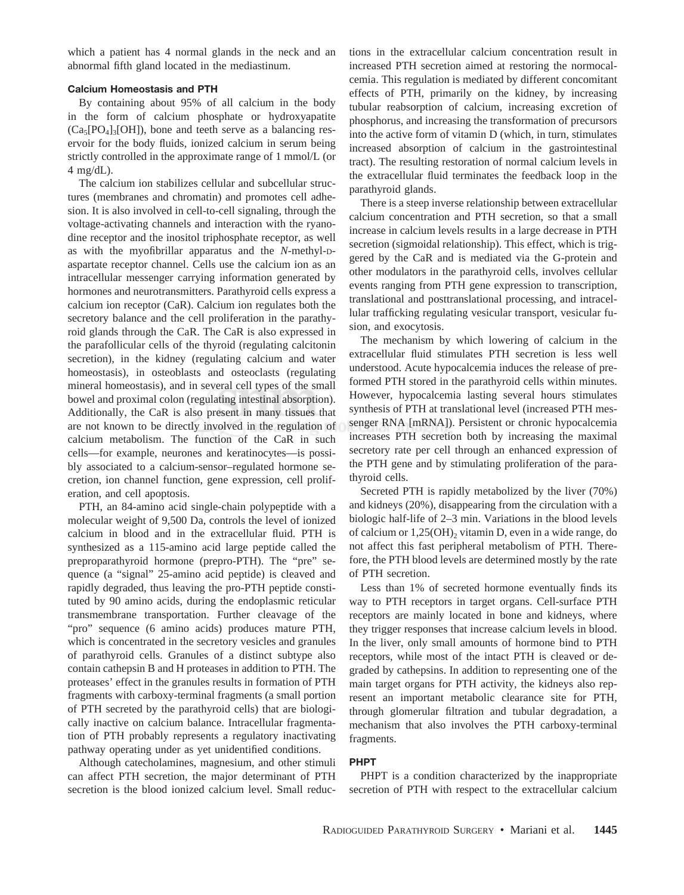which a patient has 4 normal glands in the neck and an abnormal fifth gland located in the mediastinum.

### Calcium Homeostasis and PTH

By containing about 95% of all calcium in the body in the form of calcium phosphate or hydroxyapatite ($Ca_5[PO_4]_3[OH]$), bone and teeth serve as a balancing reservoir for the body fluids, ionized calcium in serum being strictly controlled in the approximate range of 1 mmol/L (or 4 mg/dL).

The calcium ion stabilizes cellular and subcellular structures (membranes and chromatin) and promotes cell adhesion. It is also involved in cell-to-cell signaling, through the voltage-activating channels and interaction with the ryanodine receptor and the inositol triphosphate receptor, as well as with the myofibrillar apparatus and the *N*-methyl-D-aspartate receptor channel. Cells use the calcium ion as an intracellular messenger carrying information generated by hormones and neurotransmitters. Parathyroid cells express a calcium ion receptor (CaR). Calcium ion regulates both the secretory balance and the cell proliferation in the parathyroid glands through the CaR. The CaR is also expressed in the parafollicular cells of the thyroid (regulating calcitonin secretion), in the kidney (regulating calcium and water homeostasis), in osteoblasts and osteoclasts (regulating mineral homeostasis), and in several cell types of the small bowel and proximal colon (regulating intestinal absorption). Additionally, the CaR is also present in many tissues that are not known to be directly involved in the regulation of calcium metabolism. The function of the CaR in such cells—for example, neurones and keratinocytes—is possibly associated to a calcium-sensor–regulated hormone secretion, ion channel function, gene expression, cell proliferation, and cell apoptosis.

PTH, an 84-amino acid single-chain polypeptide with a molecular weight of 9,500 Da, controls the level of ionized calcium in blood and in the extracellular fluid. PTH is synthesized as a 115-amino acid large peptide called the preproparathyroid hormone (prepro-PTH). The "pre" sequence (a "signal" 25-amino acid peptide) is cleaved and rapidly degraded, thus leaving the pro-PTH peptide constituted by 90 amino acids, during the endoplasmic reticular transmembrane transportation. Further cleavage of the "pro" sequence (6 amino acids) produces mature PTH, which is concentrated in the secretory vesicles and granules of parathyroid cells. Granules of a distinct subtype also contain cathepsin B and H proteases in addition to PTH. The proteases' effect in the granules results in formation of PTH fragments with carboxy-terminal fragments (a small portion of PTH secreted by the parathyroid cells) that are biologically inactive on calcium balance. Intracellular fragmentation of PTH probably represents a regulatory inactivating pathway operating under as yet unidentified conditions.

Although catecholamines, magnesium, and other stimuli can affect PTH secretion, the major determinant of PTH secretion is the blood ionized calcium level. Small reductions in the extracellular calcium concentration result in increased PTH secretion aimed at restoring the normocalcemia. This regulation is mediated by different concomitant effects of PTH, primarily on the kidney, by increasing tubular reabsorption of calcium, increasing excretion of phosphorus, and increasing the transformation of precursors into the active form of vitamin D (which, in turn, stimulates increased absorption of calcium in the gastrointestinal tract). The resulting restoration of normal calcium levels in the extracellular fluid terminates the feedback loop in the parathyroid glands.

There is a steep inverse relationship between extracellular calcium concentration and PTH secretion, so that a small increase in calcium levels results in a large decrease in PTH secretion (sigmoidal relationship). This effect, which is triggered by the CaR and is mediated via the G-protein and other modulators in the parathyroid cells, involves cellular events ranging from PTH gene expression to transcription, translational and posttranslational processing, and intracellular trafficking regulating vesicular transport, vesicular fusion, and exocytosis.

The mechanism by which lowering of calcium in the extracellular fluid stimulates PTH secretion is less well understood. Acute hypocalcemia induces the release of preformed PTH stored in the parathyroid cells within minutes. However, hypocalcemia lasting several hours stimulates synthesis of PTH at translational level (increased PTH messenger RNA [mRNA]). Persistent or chronic hypocalcemia increases PTH secretion both by increasing the maximal secretory rate per cell through an enhanced expression of the PTH gene and by stimulating proliferation of the parathyroid cells.

Secreted PTH is rapidly metabolized by the liver (70%) and kidneys (20%), disappearing from the circulation with a biologic half-life of 2–3 min. Variations in the blood levels of calcium or $1,25(OH)_2$ vitamin D, even in a wide range, do not affect this fast peripheral metabolism of PTH. Therefore, the PTH blood levels are determined mostly by the rate of PTH secretion.

Less than 1% of secreted hormone eventually finds its way to PTH receptors in target organs. Cell-surface PTH receptors are mainly located in bone and kidneys, where they trigger responses that increase calcium levels in blood. In the liver, only small amounts of hormone bind to PTH receptors, while most of the intact PTH is cleaved or degraded by cathepsins. In addition to representing one of the main target organs for PTH activity, the kidneys also represent an important metabolic clearance site for PTH, through glomerular filtration and tubular degradation, a mechanism that also involves the PTH carboxy-terminal fragments.

### PHPT

PHPT is a condition characterized by the inappropriate secretion of PTH with respect to the extracellular calcium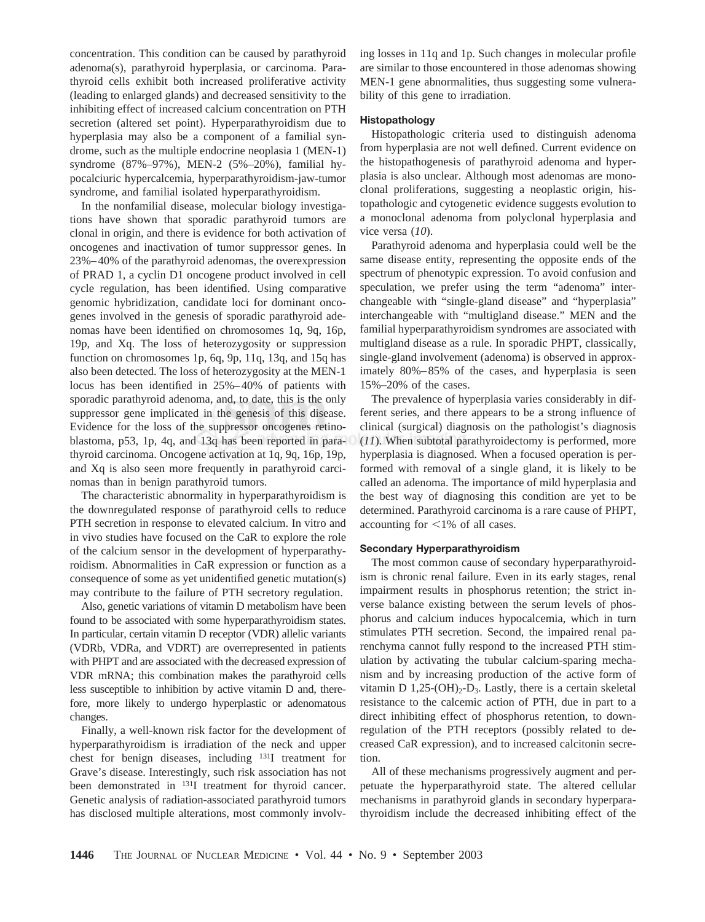concentration. This condition can be caused by parathyroid adenoma(s), parathyroid hyperplasia, or carcinoma. Parathyroid cells exhibit both increased proliferative activity (leading to enlarged glands) and decreased sensitivity to the inhibiting effect of increased calcium concentration on PTH secretion (altered set point). Hyperparathyroidism due to hyperplasia may also be a component of a familial syndrome, such as the multiple endocrine neoplasia 1 (MEN-1) syndrome (87%–97%), MEN-2 (5%–20%), familial hypocalciuric hypercalcemia, hyperparathyroidism-jaw-tumor syndrome, and familial isolated hyperparathyroidism.

In the nonfamilial disease, molecular biology investigations have shown that sporadic parathyroid tumors are clonal in origin, and there is evidence for both activation of oncogenes and inactivation of tumor suppressor genes. In 23%–40% of the parathyroid adenomas, the overexpression of PRAD 1, a cyclin D1 oncogene product involved in cell cycle regulation, has been identified. Using comparative genomic hybridization, candidate loci for dominant oncogenes involved in the genesis of sporadic parathyroid adenomas have been identified on chromosomes 1q, 9q, 16p, 19p, and Xq. The loss of heterozygosity or suppression function on chromosomes 1p, 6q, 9p, 11q, 13q, and 15q has also been detected. The loss of heterozygosity at the MEN-1 locus has been identified in 25%–40% of patients with sporadic parathyroid adenoma, and, to date, this is the only suppressor gene implicated in the genesis of this disease. Evidence for the loss of the suppressor oncogenes retinoblastoma, p53, 1p, 4q, and 13q has been reported in parathyroid carcinoma. Oncogene activation at 1q, 9q, 16p, 19p, and Xq is also seen more frequently in parathyroid carcinomas than in benign parathyroid tumors.

The characteristic abnormality in hyperparathyroidism is the downregulated response of parathyroid cells to reduce PTH secretion in response to elevated calcium. In vitro and in vivo studies have focused on the CaR to explore the role of the calcium sensor in the development of hyperparathyroidism. Abnormalities in CaR expression or function as a consequence of some as yet unidentified genetic mutation(s) may contribute to the failure of PTH secretory regulation.

Also, genetic variations of vitamin D metabolism have been found to be associated with some hyperparathyroidism states. In particular, certain vitamin D receptor (VDR) allelic variants (VDRb, VDRa, and VDRT) are overrepresented in patients with PHPT and are associated with the decreased expression of VDR mRNA; this combination makes the parathyroid cells less susceptible to inhibition by active vitamin D and, therefore, more likely to undergo hyperplastic or adenomatous changes.

Finally, a well-known risk factor for the development of hyperparathyroidism is irradiation of the neck and upper chest for benign diseases, including $^{131}$I treatment for Grave's disease. Interestingly, such risk association has not been demonstrated in $^{131}$I treatment for thyroid cancer. Genetic analysis of radiation-associated parathyroid tumors has disclosed multiple alterations, most commonly involving losses in 11q and 1p. Such changes in molecular profile are similar to those encountered in those adenomas showing MEN-1 gene abnormalities, thus suggesting some vulnerability of this gene to irradiation.

#### Histopathology

Histopathologic criteria used to distinguish adenoma from hyperplasia are not well defined. Current evidence on the histopathogenesis of parathyroid adenoma and hyperplasia is also unclear. Although most adenomas are monoclonal proliferations, suggesting a neoplastic origin, histopathologic and cytogenetic evidence suggests evolution to a monoclonal adenoma from polyclonal hyperplasia and vice versa (*10*).

Parathyroid adenoma and hyperplasia could well be the same disease entity, representing the opposite ends of the spectrum of phenotypic expression. To avoid confusion and speculation, we prefer using the term "adenoma" interchangeable with "single-gland disease" and "hyperplasia" interchangeable with "multigland disease." MEN and the familial hyperparathyroidism syndromes are associated with multigland disease as a rule. In sporadic PHPT, classically, single-gland involvement (adenoma) is observed in approximately 80%–85% of the cases, and hyperplasia is seen 15%–20% of the cases.

The prevalence of hyperplasia varies considerably in different series, and there appears to be a strong influence of clinical (surgical) diagnosis on the pathologist's diagnosis (*11*). When subtotal parathyroidectomy is performed, more hyperplasia is diagnosed. When a focused operation is performed with removal of a single gland, it is likely to be called an adenoma. The importance of mild hyperplasia and the best way of diagnosing this condition are yet to be determined. Parathyroid carcinoma is a rare cause of PHPT, accounting for <1% of all cases.

#### Secondary Hyperparathyroidism

The most common cause of secondary hyperparathyroidism is chronic renal failure. Even in its early stages, renal impairment results in phosphorus retention; the strict inverse balance existing between the serum levels of phosphorus and calcium induces hypocalcemia, which in turn stimulates PTH secretion. Second, the impaired renal parenchyma cannot fully respond to the increased PTH stimulation by activating the tubular calcium-sparing mechanism and by increasing production of the active form of vitamin D 1,25-$(OH)_2$-$D_3$. Lastly, there is a certain skeletal resistance to the calcemic action of PTH, due in part to a direct inhibiting effect of phosphorus retention, to downregulation of the PTH receptors (possibly related to decreased CaR expression), and to increased calcitonin secretion.

All of these mechanisms progressively augment and perpetuate the hyperparathyroid state. The altered cellular mechanisms in parathyroid glands in secondary hyperparathyroidism include the decreased inhibiting effect of the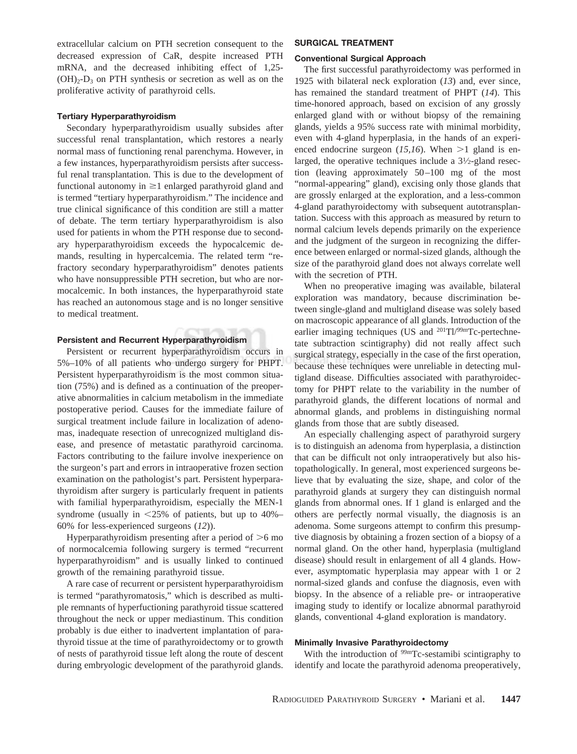extracellular calcium on PTH secretion consequent to the decreased expression of CaR, despite increased PTH mRNA, and the decreased inhibiting effect of 1,25-$(OH)_2$-$D_3$ on PTH synthesis or secretion as well as on the proliferative activity of parathyroid cells.

### Tertiary Hyperparathyroidism

Secondary hyperparathyroidism usually subsides after successful renal transplantation, which restores a nearly normal mass of functioning renal parenchyma. However, in a few instances, hyperparathyroidism persists after successful renal transplantation. This is due to the development of functional autonomy in $\geq$1 enlarged parathyroid gland and is termed "tertiary hyperparathyroidism." The incidence and true clinical significance of this condition are still a matter of debate. The term tertiary hyperparathyroidism is also used for patients in whom the PTH response due to secondary hyperparathyroidism exceeds the hypocalcemic demands, resulting in hypercalcemia. The related term "refractory secondary hyperparathyroidism" denotes patients who have nonsuppressible PTH secretion, but who are normocalcemic. In both instances, the hyperparathyroid state has reached an autonomous stage and is no longer sensitive to medical treatment.

### Persistent and Recurrent Hyperparathyroidism

Persistent or recurrent hyperparathyroidism occurs in 5%–10% of all patients who undergo surgery for PHPT. Persistent hyperparathyroidism is the most common situation (75%) and is defined as a continuation of the preoperative abnormalities in calcium metabolism in the immediate postoperative period. Causes for the immediate failure of surgical treatment include failure in localization of adenomas, inadequate resection of unrecognized multigland disease, and presence of metastatic parathyroid carcinoma. Factors contributing to the failure involve inexperience on the surgeon's part and errors in intraoperative frozen section examination on the pathologist's part. Persistent hyperparathyroidism after surgery is particularly frequent in patients with familial hyperparathyroidism, especially the MEN-1 syndrome (usually in <25% of patients, but up to 40%–60% for less-experienced surgeons (*12*)).

Hyperparathyroidism presenting after a period of >6 mo of normocalcemia following surgery is termed "recurrent hyperparathyroidism" and is usually linked to continued growth of the remaining parathyroid tissue.

A rare case of recurrent or persistent hyperparathyroidism is termed "parathyromatosis," which is described as multiple remnants of hyperfunctioning parathyroid tissue scattered throughout the neck or upper mediastinum. This condition probably is due either to inadvertent implantation of parathyroid tissue at the time of parathyroidectomy or to growth of nests of parathyroid tissue left along the route of descent during embryologic development of the parathyroid glands.

## SURGICAL TREATMENT

### Conventional Surgical Approach

The first successful parathyroidectomy was performed in 1925 with bilateral neck exploration (*13*) and, ever since, has remained the standard treatment of PHPT (*14*). This time-honored approach, based on excision of any grossly enlarged gland with or without biopsy of the remaining glands, yields a 95% success rate with minimal morbidity, even with 4-gland hyperplasia, in the hands of an experienced endocrine surgeon (*15,16*). When >1 gland is enlarged, the operative techniques include a 3½-gland resection (leaving approximately 50–100 mg of the most "normal-appearing" gland), excising only those glands that are grossly enlarged at the exploration, and a less-common 4-gland parathyroidectomy with subsequent autotransplantation. Success with this approach as measured by return to normal calcium levels depends primarily on the experience and the judgment of the surgeon in recognizing the difference between enlarged or normal-sized glands, although the size of the parathyroid gland does not always correlate well with the secretion of PTH.

When no preoperative imaging was available, bilateral exploration was mandatory, because discrimination between single-gland and multigland disease was solely based on macroscopic appearance of all glands. Introduction of the earlier imaging techniques (US and $^{201}$Tl/$^{99m}$Tc-pertechnetate subtraction scintigraphy) did not really affect such surgical strategy, especially in the case of the first operation, because these techniques were unreliable in detecting multigland disease. Difficulties associated with parathyroidectomy for PHPT relate to the variability in the number of parathyroid glands, the different locations of normal and abnormal glands, and problems in distinguishing normal glands from those that are subtly diseased.

An especially challenging aspect of parathyroid surgery is to distinguish an adenoma from hyperplasia, a distinction that can be difficult not only intraoperatively but also histopathologically. In general, most experienced surgeons believe that by evaluating the size, shape, and color of the parathyroid glands at surgery they can distinguish normal glands from abnormal ones. If 1 gland is enlarged and the others are perfectly normal visually, the diagnosis is an adenoma. Some surgeons attempt to confirm this presumptive diagnosis by obtaining a frozen section of a biopsy of a normal gland. On the other hand, hyperplasia (multigland disease) should result in enlargement of all 4 glands. However, asymptomatic hyperplasia may appear with 1 or 2 normal-sized glands and confuse the diagnosis, even with biopsy. In the absence of a reliable pre- or intraoperative imaging study to identify or localize abnormal parathyroid glands, conventional 4-gland exploration is mandatory.

### Minimally Invasive Parathyroidectomy

With the introduction of $^{99m}$Tc-sestamibi scintigraphy to identify and locate the parathyroid adenoma preoperatively,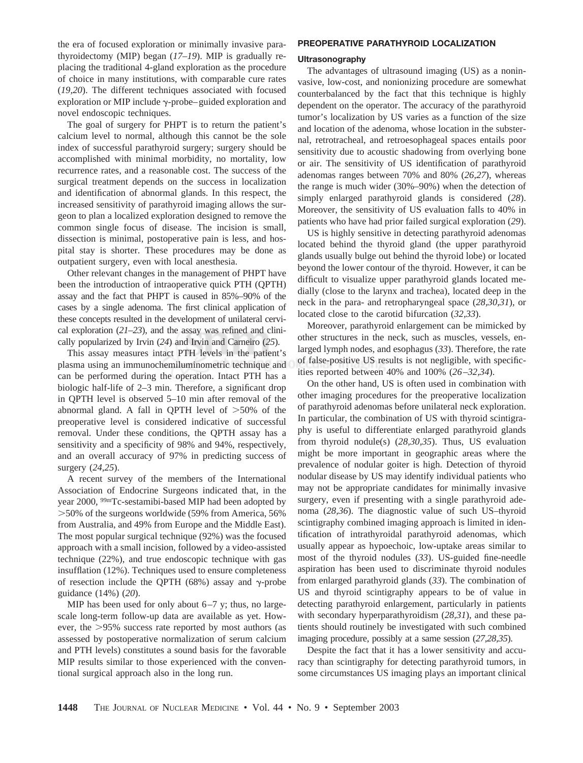the era of focused exploration or minimally invasive parathyroidectomy (MIP) began (*17–19*). MIP is gradually replacing the traditional 4-gland exploration as the procedure of choice in many institutions, with comparable cure rates (*19,20*). The different techniques associated with focused exploration or MIP include γ-probe–guided exploration and novel endoscopic techniques.

The goal of surgery for PHPT is to return the patient's calcium level to normal, although this cannot be the sole index of successful parathyroid surgery; surgery should be accomplished with minimal morbidity, no mortality, low recurrence rates, and a reasonable cost. The success of the surgical treatment depends on the success in localization and identification of abnormal glands. In this respect, the increased sensitivity of parathyroid imaging allows the surgeon to plan a localized exploration designed to remove the common single focus of disease. The incision is small, dissection is minimal, postoperative pain is less, and hospital stay is shorter. These procedures may be done as outpatient surgery, even with local anesthesia.

Other relevant changes in the management of PHPT have been the introduction of intraoperative quick PTH (QPTH) assay and the fact that PHPT is caused in 85%–90% of the cases by a single adenoma. The first clinical application of these concepts resulted in the development of unilateral cervical exploration (*21–23*), and the assay was refined and clinically popularized by Irvin (*24*) and Irvin and Carneiro (*25*).

This assay measures intact PTH levels in the patient's plasma using an immunochemiluminometric technique and can be performed during the operation. Intact PTH has a biologic half-life of 2–3 min. Therefore, a significant drop in QPTH level is observed 5–10 min after removal of the abnormal gland. A fall in QPTH level of >50% of the preoperative level is considered indicative of successful removal. Under these conditions, the QPTH assay has a sensitivity and a specificity of 98% and 94%, respectively, and an overall accuracy of 97% in predicting success of surgery (*24,25*).

A recent survey of the members of the International Association of Endocrine Surgeons indicated that, in the year 2000, $^{99m}$Tc-sestamibi-based MIP had been adopted by >50% of the surgeons worldwide (59% from America, 56% from Australia, and 49% from Europe and the Middle East). The most popular surgical technique (92%) was the focused approach with a small incision, followed by a video-assisted technique (22%), and true endoscopic technique with gas insufflation (12%). Techniques used to ensure completeness of resection include the QPTH (68%) assay and γ-probe guidance (14%) (*20*).

MIP has been used for only about 6–7 y; thus, no large-scale long-term follow-up data are available as yet. However, the >95% success rate reported by most authors (as assessed by postoperative normalization of serum calcium and PTH levels) constitutes a sound basis for the favorable MIP results similar to those experienced with the conventional surgical approach also in the long run.

## PREOPERATIVE PARATHYROID LOCALIZATION

### Ultrasonography

The advantages of ultrasound imaging (US) as a noninvasive, low-cost, and nonionizing procedure are somewhat counterbalanced by the fact that this technique is highly dependent on the operator. The accuracy of the parathyroid tumor's localization by US varies as a function of the size and location of the adenoma, whose location in the substernal, retrotracheal, and retroesophageal spaces entails poor sensitivity due to acoustic shadowing from overlying bone or air. The sensitivity of US identification of parathyroid adenomas ranges between 70% and 80% (*26,27*), whereas the range is much wider (30%–90%) when the detection of simply enlarged parathyroid glands is considered (*28*). Moreover, the sensitivity of US evaluation falls to 40% in patients who have had prior failed surgical exploration (*29*).

US is highly sensitive in detecting parathyroid adenomas located behind the thyroid gland (the upper parathyroid glands usually bulge out behind the thyroid lobe) or located beyond the lower contour of the thyroid. However, it can be difficult to visualize upper parathyroid glands located medially (close to the larynx and trachea), located deep in the neck in the para- and retropharyngeal space (*28,30,31*), or located close to the carotid bifurcation (*32,33*).

Moreover, parathyroid enlargement can be mimicked by other structures in the neck, such as muscles, vessels, enlarged lymph nodes, and esophagus (*33*). Therefore, the rate of false-positive US results is not negligible, with specificities reported between 40% and 100% (*26–32,34*).

On the other hand, US is often used in combination with other imaging procedures for the preoperative localization of parathyroid adenomas before unilateral neck exploration. In particular, the combination of US with thyroid scintigraphy is useful to differentiate enlarged parathyroid glands from thyroid nodule(s) (*28,30,35*). Thus, US evaluation might be more important in geographic areas where the prevalence of nodular goiter is high. Detection of thyroid nodular disease by US may identify individual patients who may not be appropriate candidates for minimally invasive surgery, even if presenting with a single parathyroid adenoma (*28,36*). The diagnostic value of such US–thyroid scintigraphy combined imaging approach is limited in identification of intrathyroidal parathyroid adenomas, which usually appear as hypoechoic, low-uptake areas similar to most of the thyroid nodules (*33*). US-guided fine-needle aspiration has been used to discriminate thyroid nodules from enlarged parathyroid glands (*33*). The combination of US and thyroid scintigraphy appears to be of value in detecting parathyroid enlargement, particularly in patients with secondary hyperparathyroidism (*28,31*), and these patients should routinely be investigated with such combined imaging procedure, possibly at a same session (*27,28,35*).

Despite the fact that it has a lower sensitivity and accuracy than scintigraphy for detecting parathyroid tumors, in some circumstances US imaging plays an important clinical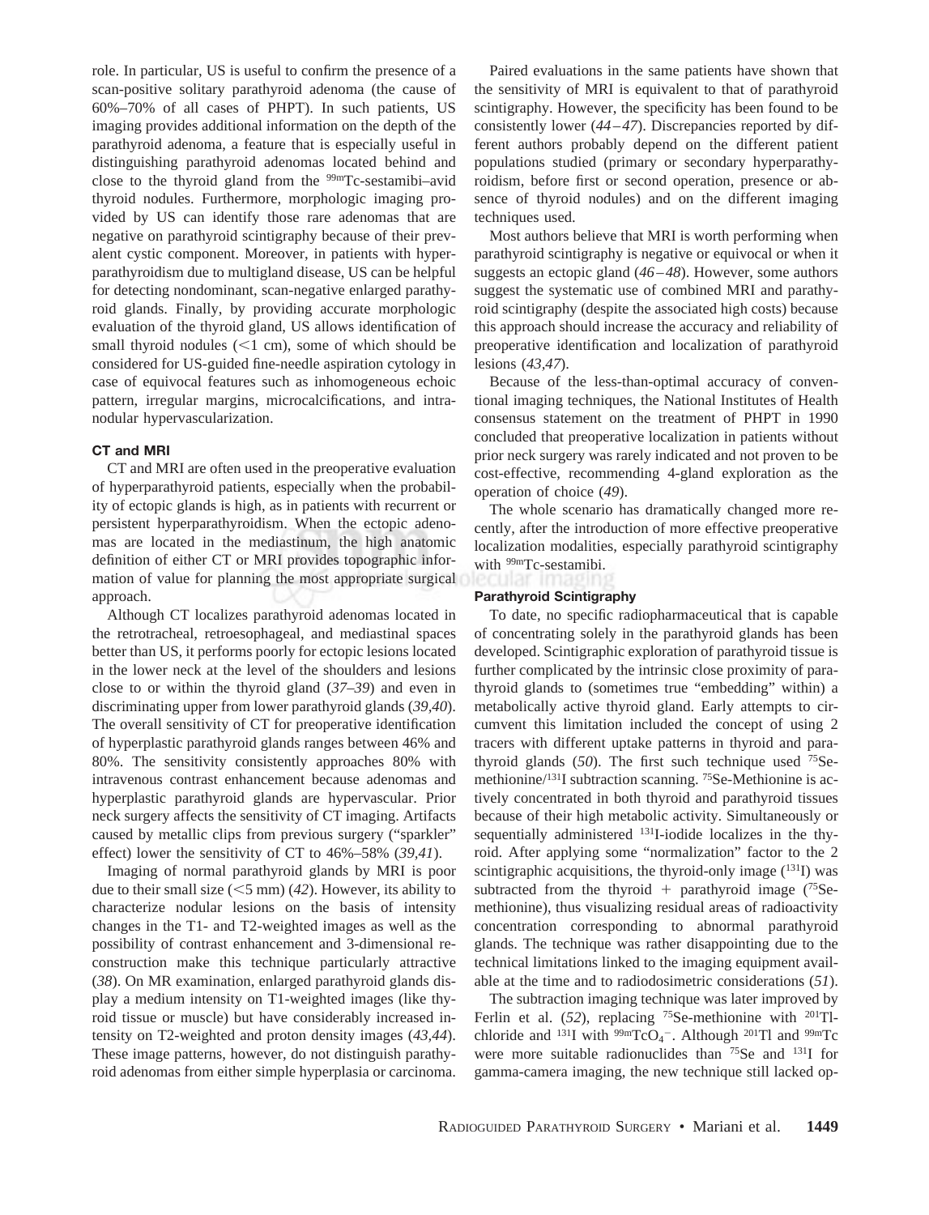role. In particular, US is useful to confirm the presence of a scan-positive solitary parathyroid adenoma (the cause of 60%–70% of all cases of PHPT). In such patients, US imaging provides additional information on the depth of the parathyroid adenoma, a feature that is especially useful in distinguishing parathyroid adenomas located behind and close to the thyroid gland from the $^{99m}$Tc-sestamibi–avid thyroid nodules. Furthermore, morphologic imaging provided by US can identify those rare adenomas that are negative on parathyroid scintigraphy because of their prevalent cystic component. Moreover, in patients with hyperparathyroidism due to multigland disease, US can be helpful for detecting nondominant, scan-negative enlarged parathyroid glands. Finally, by providing accurate morphologic evaluation of the thyroid gland, US allows identification of small thyroid nodules (<1 cm), some of which should be considered for US-guided fine-needle aspiration cytology in case of equivocal features such as inhomogeneous echoic pattern, irregular margins, microcalcifications, and intranodular hypervascularization.

### CT and MRI

CT and MRI are often used in the preoperative evaluation of hyperparathyroid patients, especially when the probability of ectopic glands is high, as in patients with recurrent or persistent hyperparathyroidism. When the ectopic adenomas are located in the mediastinum, the high anatomic definition of either CT or MRI provides topographic information of value for planning the most appropriate surgical approach.

Although CT localizes parathyroid adenomas located in the retrotracheal, retroesophageal, and mediastinal spaces better than US, it performs poorly for ectopic lesions located in the lower neck at the level of the shoulders and lesions close to or within the thyroid gland (*37–39*) and even in discriminating upper from lower parathyroid glands (*39,40*). The overall sensitivity of CT for preoperative identification of hyperplastic parathyroid glands ranges between 46% and 80%. The sensitivity consistently approaches 80% with intravenous contrast enhancement because adenomas and hyperplastic parathyroid glands are hypervascular. Prior neck surgery affects the sensitivity of CT imaging. Artifacts caused by metallic clips from previous surgery ("sparkler" effect) lower the sensitivity of CT to 46%–58% (*39,41*).

Imaging of normal parathyroid glands by MRI is poor due to their small size (<5 mm) (*42*). However, its ability to characterize nodular lesions on the basis of intensity changes in the T1- and T2-weighted images as well as the possibility of contrast enhancement and 3-dimensional reconstruction make this technique particularly attractive (*38*). On MR examination, enlarged parathyroid glands display a medium intensity on T1-weighted images (like thyroid tissue or muscle) but have considerably increased intensity on T2-weighted and proton density images (*43,44*). These image patterns, however, do not distinguish parathyroid adenomas from either simple hyperplasia or carcinoma.

Paired evaluations in the same patients have shown that the sensitivity of MRI is equivalent to that of parathyroid scintigraphy. However, the specificity has been found to be consistently lower (*44–47*). Discrepancies reported by different authors probably depend on the different patient populations studied (primary or secondary hyperparathyroidism, before first or second operation, presence or absence of thyroid nodules) and on the different imaging techniques used.

Most authors believe that MRI is worth performing when parathyroid scintigraphy is negative or equivocal or when it suggests an ectopic gland (*46–48*). However, some authors suggest the systematic use of combined MRI and parathyroid scintigraphy (despite the associated high costs) because this approach should increase the accuracy and reliability of preoperative identification and localization of parathyroid lesions (*43,47*).

Because of the less-than-optimal accuracy of conventional imaging techniques, the National Institutes of Health consensus statement on the treatment of PHPT in 1990 concluded that preoperative localization in patients without prior neck surgery was rarely indicated and not proven to be cost-effective, recommending 4-gland exploration as the operation of choice (*49*).

The whole scenario has dramatically changed more recently, after the introduction of more effective preoperative localization modalities, especially parathyroid scintigraphy with $^{99m}$Tc-sestamibi.

### Parathyroid Scintigraphy

To date, no specific radiopharmaceutical that is capable of concentrating solely in the parathyroid glands has been developed. Scintigraphic exploration of parathyroid tissue is further complicated by the intrinsic close proximity of parathyroid glands to (sometimes true "embedding" within) a metabolically active thyroid gland. Early attempts to circumvent this limitation included the concept of using 2 tracers with different uptake patterns in thyroid and parathyroid glands (*50*). The first such technique used $^{75}$Se-methionine/$^{131}$I subtraction scanning. $^{75}$Se-Methionine is actively concentrated in both thyroid and parathyroid tissues because of their high metabolic activity. Simultaneously or sequentially administered $^{131}$I-iodide localizes in the thyroid. After applying some "normalization" factor to the 2 scintigraphic acquisitions, the thyroid-only image ($^{131}$I) was subtracted from the thyroid + parathyroid image ($^{75}$Se-methionine), thus visualizing residual areas of radioactivity concentration corresponding to abnormal parathyroid glands. The technique was rather disappointing due to the technical limitations linked to the imaging equipment available at the time and to radiodosimetric considerations (*51*).

The subtraction imaging technique was later improved by Ferlin et al. (*52*), replacing $^{75}$Se-methionine with $^{201}$Tl-chloride and $^{131}$I with $^{99m}TcO_4^-$. Although $^{201}$Tl and $^{99m}$Tc were more suitable radionuclides than $^{75}$Se and $^{131}$I for gamma-camera imaging, the new technique still lacked op-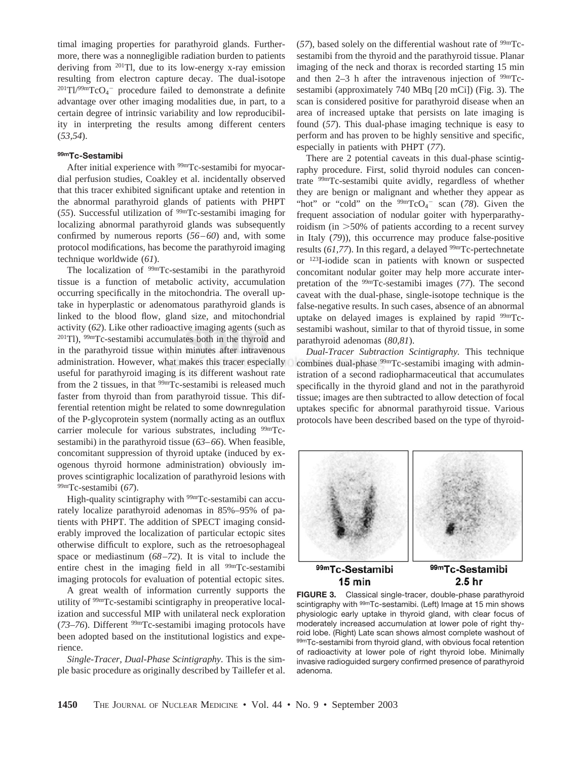timal imaging properties for parathyroid glands. Furthermore, there was a nonnegligible radiation burden to patients deriving from $^{201}$Tl, due to its low-energy x-ray emission resulting from electron capture decay. The dual-isotope $^{201}$Tl/$^{99m}TcO_4^-$ procedure failed to demonstrate a definite advantage over other imaging modalities due, in part, to a certain degree of intrinsic variability and low reproducibility in interpreting the results among different centers (*53,54*).

### $^{99m}$Tc-Sestamibi

After initial experience with $^{99m}$Tc-sestamibi for myocardial perfusion studies, Coakley et al. incidentally observed that this tracer exhibited significant uptake and retention in the abnormal parathyroid glands of patients with PHPT (*55*). Successful utilization of $^{99m}$Tc-sestamibi imaging for localizing abnormal parathyroid glands was subsequently confirmed by numerous reports (*56–60*) and, with some protocol modifications, has become the parathyroid imaging technique worldwide (*61*).

The localization of $^{99m}$Tc-sestamibi in the parathyroid tissue is a function of metabolic activity, accumulation occurring specifically in the mitochondria. The overall uptake in hyperplastic or adenomatous parathyroid glands is linked to the blood flow, gland size, and mitochondrial activity (*62*). Like other radioactive imaging agents (such as $^{201}$Tl), $^{99m}$Tc-sestamibi accumulates both in the thyroid and in the parathyroid tissue within minutes after intravenous administration. However, what makes this tracer especially useful for parathyroid imaging is its different washout rate from the 2 tissues, in that $^{99m}$Tc-sestamibi is released much faster from thyroid than from parathyroid tissue. This differential retention might be related to some downregulation of the P-glycoprotein system (normally acting as an outflux carrier molecule for various substrates, including $^{99m}$Tc-sestamibi) in the parathyroid tissue (*63–66*). When feasible, concomitant suppression of thyroid uptake (induced by exogenous thyroid hormone administration) obviously improves scintigraphic localization of parathyroid lesions with $^{99m}$Tc-sestamibi (*67*).

High-quality scintigraphy with $^{99m}$Tc-sestamibi can accurately localize parathyroid adenomas in 85%–95% of patients with PHPT. The addition of SPECT imaging considerably improved the localization of particular ectopic sites otherwise difficult to explore, such as the retroesophageal space or mediastinum (*68–72*). It is vital to include the entire chest in the imaging field in all $^{99m}$Tc-sestamibi imaging protocols for evaluation of potential ectopic sites.

A great wealth of information currently supports the utility of $^{99m}$Tc-sestamibi scintigraphy in preoperative localization and successful MIP with unilateral neck exploration (*73–76*). Different $^{99m}$Tc-sestamibi imaging protocols have been adopted based on the institutional logistics and experience.

*Single-Tracer, Dual-Phase Scintigraphy.* This is the simple basic procedure as originally described by Taillefer et al. (*57*), based solely on the differential washout rate of $^{99m}$Tc-sestamibi from the thyroid and the parathyroid tissue. Planar imaging of the neck and thorax is recorded starting 15 min and then 2–3 h after the intravenous injection of $^{99m}$Tc-sestamibi (approximately 740 MBq [20 mCi]) (Fig. 3). The scan is considered positive for parathyroid disease when an area of increased uptake that persists on late imaging is found (*57*). This dual-phase imaging technique is easy to perform and has proven to be highly sensitive and specific, especially in patients with PHPT (*77*).

There are 2 potential caveats in this dual-phase scintigraphy procedure. First, solid thyroid nodules can concentrate $^{99m}$Tc-sestamibi quite avidly, regardless of whether they are benign or malignant and whether they appear as "hot" or "cold" on the $^{99m}TcO_4^-$ scan (*78*). Given the frequent association of nodular goiter with hyperparathyroidism (in >50% of patients according to a recent survey in Italy (*79*)), this occurrence may produce false-positive results (*61,77*). In this regard, a delayed $^{99m}$Tc-pertechnetate or $^{123}$I-iodide scan in patients with known or suspected concomitant nodular goiter may help more accurate interpretation of the $^{99m}$Tc-sestamibi images (*77*). The second caveat with the dual-phase, single-isotope technique is the false-negative results. In such cases, absence of an abnormal uptake on delayed images is explained by rapid $^{99m}$Tc-sestamibi washout, similar to that of thyroid tissue, in some parathyroid adenomas (*80,81*).

*Dual-Tracer Subtraction Scintigraphy.* This technique combines dual-phase $^{99m}$Tc-sestamibi imaging with administration of a second radiopharmaceutical that accumulates specifically in the thyroid gland and not in the parathyroid tissue; images are then subtracted to allow detection of focal uptakes specific for abnormal parathyroid tissue. Various protocols have been described based on the type of thyroid-

$^{99m}$Tc-Sestamibi 15 min | $^{99m}$Tc-Sestamibi 2.5 hr

**FIGURE 3.** Classical single-tracer, double-phase parathyroid scintigraphy with $^{99m}$Tc-sestamibi. (Left) Image at 15 min shows physiologic early uptake in thyroid gland, with clear focus of moderately increased accumulation at lower pole of right thyroid lobe. (Right) Late scan shows almost complete washout of $^{99m}$Tc-sestamibi from thyroid gland, with obvious focal retention of radioactivity at lower pole of right thyroid lobe. Minimally invasive radioguided surgery confirmed presence of parathyroid adenoma.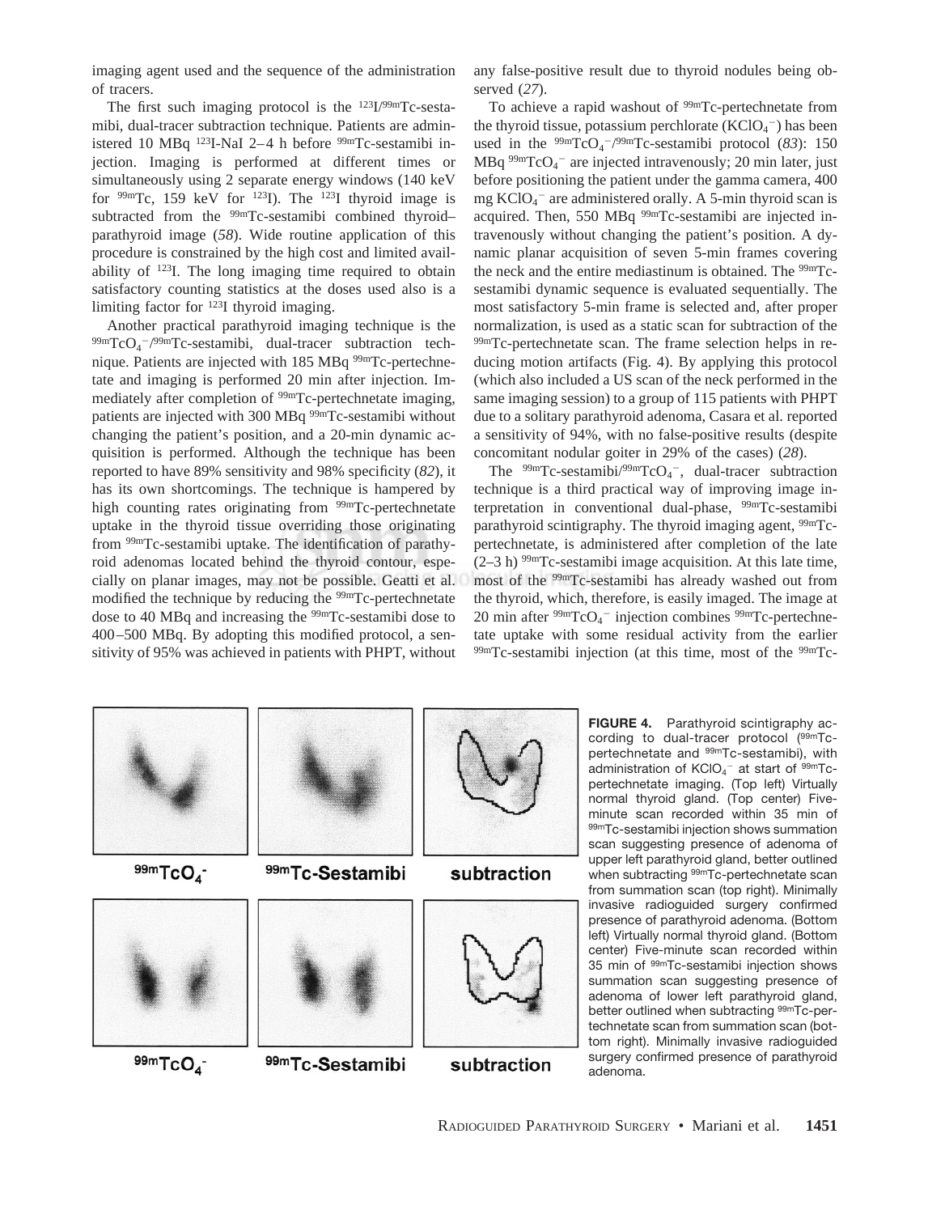imaging agent used and the sequence of the administration of tracers.

The first such imaging protocol is the $^{123}$I/$^{99m}$Tc-sestamibi, dual-tracer subtraction technique. Patients are administered 10 MBq $^{123}$I-NaI 2–4 h before $^{99m}$Tc-sestamibi injection. Imaging is performed at different times or simultaneously using 2 separate energy windows (140 keV for $^{99m}$Tc, 159 keV for $^{123}$I). The $^{123}$I thyroid image is subtracted from the $^{99m}$Tc-sestamibi combined thyroid–parathyroid image (*58*). Wide routine application of this procedure is constrained by the high cost and limited availability of $^{123}$I. The long imaging time required to obtain satisfactory counting statistics at the doses used also is a limiting factor for $^{123}$I thyroid imaging.

Another practical parathyroid imaging technique is the $^{99m}TcO_4^-$/$^{99m}$Tc-sestamibi, dual-tracer subtraction technique. Patients are injected with 185 MBq $^{99m}$Tc-pertechnetate and imaging is performed 20 min after injection. Immediately after completion of $^{99m}$Tc-pertechnetate imaging, patients are injected with 300 MBq $^{99m}$Tc-sestamibi without changing the patient's position, and a 20-min dynamic acquisition is performed. Although the technique has been reported to have 89% sensitivity and 98% specificity (*82*), it has its own shortcomings. The technique is hampered by high counting rates originating from $^{99m}$Tc-pertechnetate uptake in the thyroid tissue overriding those originating from $^{99m}$Tc-sestamibi uptake. The identification of parathyroid adenomas located behind the thyroid contour, especially on planar images, may not be possible. Geatti et al. modified the technique by reducing the $^{99m}$Tc-pertechnetate dose to 40 MBq and increasing the $^{99m}$Tc-sestamibi dose to 400–500 MBq. By adopting this modified protocol, a sensitivity of 95% was achieved in patients with PHPT, without any false-positive result due to thyroid nodules being observed (*27*).

To achieve a rapid washout of $^{99m}$Tc-pertechnetate from the thyroid tissue, potassium perchlorate ($KClO_4^-$) has been used in the $^{99m}TcO_4^-$/$^{99m}$Tc-sestamibi protocol (*83*): 150 MBq $^{99m}TcO_4^-$ are injected intravenously; 20 min later, just before positioning the patient under the gamma camera, 400 mg $KClO_4^-$ are administered orally. A 5-min thyroid scan is acquired. Then, 550 MBq $^{99m}$Tc-sestamibi are injected intravenously without changing the patient's position. A dynamic planar acquisition of seven 5-min frames covering the neck and the entire mediastinum is obtained. The $^{99m}$Tc-sestamibi dynamic sequence is evaluated sequentially. The most satisfactory 5-min frame is selected and, after proper normalization, is used as a static scan for subtraction of the $^{99m}$Tc-pertechnetate scan. The frame selection helps in reducing motion artifacts (Fig. 4). By applying this protocol (which also included a US scan of the neck performed in the same imaging session) to a group of 115 patients with PHPT due to a solitary parathyroid adenoma, Casara et al. reported a sensitivity of 94%, with no false-positive results (despite concomitant nodular goiter in 29% of the cases) (*28*).

The $^{99m}$Tc-sestamibi/$^{99m}TcO_4^-$, dual-tracer subtraction technique is a third practical way of improving image interpretation in conventional dual-phase, $^{99m}$Tc-sestamibi parathyroid scintigraphy. The thyroid imaging agent, $^{99m}$Tc-pertechnetate, is administered after completion of the late (2–3 h) $^{99m}$Tc-sestamibi image acquisition. At this late time, most of the $^{99m}$Tc-sestamibi has already washed out from the thyroid, which, therefore, is easily imaged. The image at 20 min after $^{99m}TcO_4^-$ injection combines $^{99m}$Tc-pertechnetate uptake with some residual activity from the earlier $^{99m}$Tc-sestamibi injection (at this time, most of the $^{99m}$Tc-

**FIGURE 4.** Parathyroid scintigraphy according to dual-tracer protocol ($^{99m}$Tc-pertechnetate and $^{99m}$Tc-sestamibi), with administration of $KClO_4^-$ at start of $^{99m}$Tc-pertechnetate imaging. (Top left) Virtually normal thyroid gland. (Top center) Five-minute scan recorded within 35 min of $^{99m}$Tc-sestamibi injection shows summation scan suggesting presence of adenoma of upper left parathyroid gland, better outlined when subtracting $^{99m}$Tc-pertechnetate scan from summation scan (top right). Minimally invasive radioguided surgery confirmed presence of parathyroid adenoma. (Bottom left) Virtually normal thyroid gland. (Bottom center) Five-minute scan recorded within 35 min of $^{99m}$Tc-sestamibi injection shows summation scan suggesting presence of adenoma of lower left parathyroid gland, better outlined when subtracting $^{99m}$Tc-pertechnetate scan from summation scan (bottom right). Minimally invasive radioguided surgery confirmed presence of parathyroid adenoma.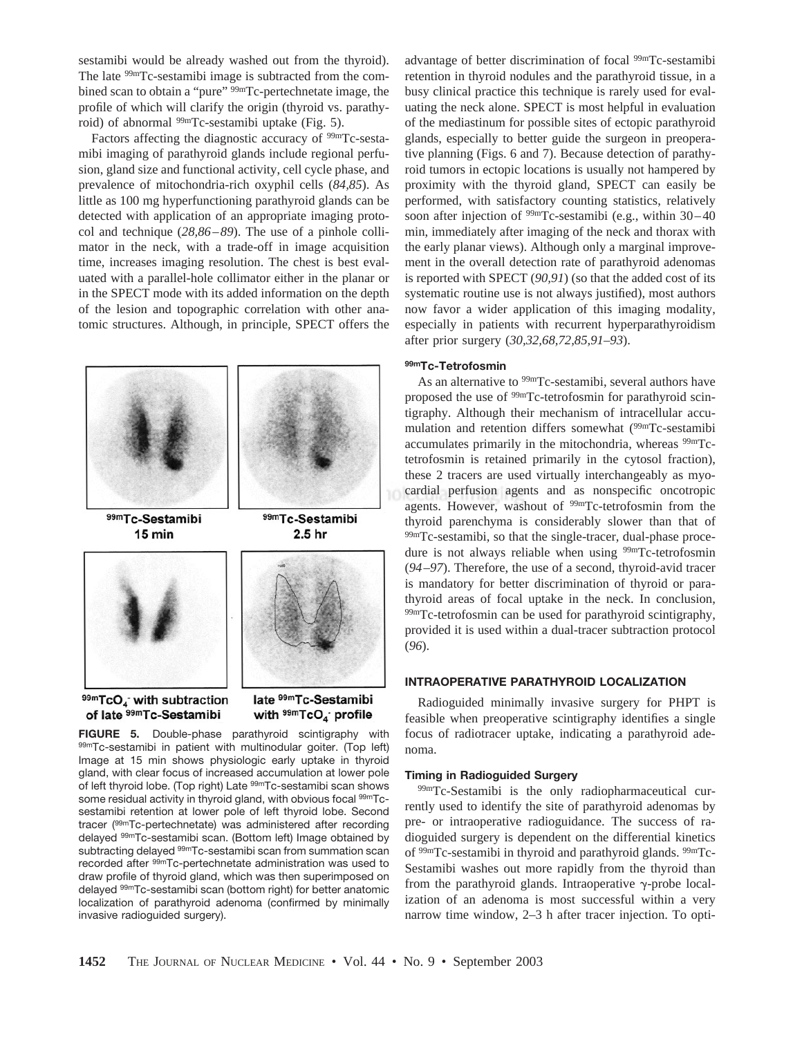sestamibi would be already washed out from the thyroid). The late $^{99m}$Tc-sestamibi image is subtracted from the combined scan to obtain a "pure" $^{99m}$Tc-pertechnetate image, the profile of which will clarify the origin (thyroid vs. parathyroid) of abnormal $^{99m}$Tc-sestamibi uptake (Fig. 5).

Factors affecting the diagnostic accuracy of $^{99m}$Tc-sestamibi imaging of parathyroid glands include regional perfusion, gland size and functional activity, cell cycle phase, and prevalence of mitochondria-rich oxyphil cells (*84,85*). As little as 100 mg hyperfunctioning parathyroid glands can be detected with application of an appropriate imaging protocol and technique (*28,86–89*). The use of a pinhole collimator in the neck, with a trade-off in image acquisition time, increases imaging resolution. The chest is best evaluated with a parallel-hole collimator either in the planar or in the SPECT mode with its added information on the depth of the lesion and topographic correlation with other anatomic structures. Although, in principle, SPECT offers the advantage of better discrimination of focal $^{99m}$Tc-sestamibi retention in thyroid nodules and the parathyroid tissue, in a busy clinical practice this technique is rarely used for evaluating the neck alone. SPECT is most helpful in evaluation of the mediastinum for possible sites of ectopic parathyroid glands, especially to better guide the surgeon in preoperative planning (Figs. 6 and 7). Because detection of parathyroid tumors in ectopic locations is usually not hampered by proximity with the thyroid gland, SPECT can easily be performed, with satisfactory counting statistics, relatively soon after injection of $^{99m}$Tc-sestamibi (e.g., within 30–40 min, immediately after imaging of the neck and thorax with the early planar views). Although only a marginal improvement in the overall detection rate of parathyroid adenomas is reported with SPECT (*90,91*) (so that the added cost of its systematic routine use is not always justified), most authors now favor a wider application of this imaging modality, especially in patients with recurrent hyperparathyroidism after prior surgery (*30,32,68,72,85,91–93*).

$^{99m}$Tc-Sestamibi 15 min

$^{99m}$Tc-Sestamibi 2.5 hr

$^{99m}TcO_4^-$ with subtraction of late $^{99m}$Tc-Sestamibi

late $^{99m}$Tc-Sestamibi with $^{99m}TcO_4^-$ profile

**FIGURE 5.** Double-phase parathyroid scintigraphy with $^{99m}$Tc-sestamibi in patient with multinodular goiter. (Top left) Image at 15 min shows physiologic early uptake in thyroid gland, with clear focus of increased accumulation at lower pole of left thyroid lobe. (Top right) Late $^{99m}$Tc-sestamibi scan shows some residual activity in thyroid gland, with obvious focal $^{99m}$Tc-sestamibi retention at lower pole of left thyroid lobe. Second tracer ($^{99m}$Tc-pertechnetate) was administered after recording delayed $^{99m}$Tc-sestamibi scan. (Bottom left) Image obtained by subtracting delayed $^{99m}$Tc-sestamibi scan from summation scan recorded after $^{99m}$Tc-pertechnetate administration was used to draw profile of thyroid gland, which was then superimposed on delayed $^{99m}$Tc-sestamibi scan (bottom right) for better anatomic localization of parathyroid adenoma (confirmed by minimally invasive radioguided surgery).

#### $^{99m}$Tc-Tetrofosmin

As an alternative to $^{99m}$Tc-sestamibi, several authors have proposed the use of $^{99m}$Tc-tetrofosmin for parathyroid scintigraphy. Although their mechanism of intracellular accumulation and retention differs somewhat ($^{99m}$Tc-sestamibi accumulates primarily in the mitochondria, whereas $^{99m}$Tc-tetrofosmin is retained primarily in the cytosol fraction), these 2 tracers are used virtually interchangeably as myocardial perfusion agents and as nonspecific oncotropic agents. However, washout of $^{99m}$Tc-tetrofosmin from the thyroid parenchyma is considerably slower than that of $^{99m}$Tc-sestamibi, so that the single-tracer, dual-phase procedure is not always reliable when using $^{99m}$Tc-tetrofosmin (*94–97*). Therefore, the use of a second, thyroid-avid tracer is mandatory for better discrimination of thyroid or parathyroid areas of focal uptake in the neck. In conclusion, $^{99m}$Tc-tetrofosmin can be used for parathyroid scintigraphy, provided it is used within a dual-tracer subtraction protocol (*96*).

## INTRAOPERATIVE PARATHYROID LOCALIZATION

Radioguided minimally invasive surgery for PHPT is feasible when preoperative scintigraphy identifies a single focus of radiotracer uptake, indicating a parathyroid adenoma.

#### Timing in Radioguided Surgery

$^{99m}$Tc-Sestamibi is the only radiopharmaceutical currently used to identify the site of parathyroid adenomas by pre- or intraoperative radioguidance. The success of radioguided surgery is dependent on the differential kinetics of $^{99m}$Tc-sestamibi in thyroid and parathyroid glands. $^{99m}$Tc-Sestamibi washes out more rapidly from the thyroid than from the parathyroid glands. Intraoperative $\gamma$-probe localization of an adenoma is most successful within a very narrow time window, 2–3 h after tracer injection. To opti-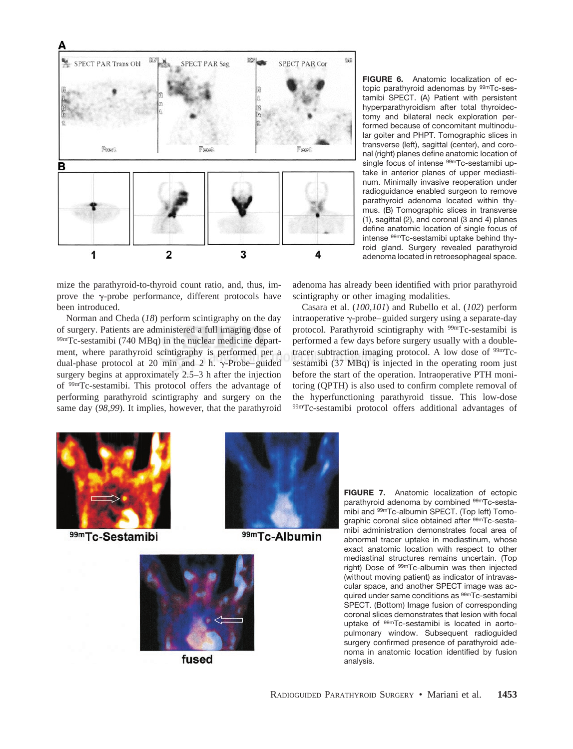**FIGURE 6.** Anatomic localization of ectopic parathyroid adenomas by $^{99m}$Tc-sestamibi SPECT. (A) Patient with persistent hyperparathyroidism after total thyroidectomy and bilateral neck exploration performed because of concomitant multinodular goiter and PHPT. Tomographic slices in transverse (left), sagittal (center), and coronal (right) planes define anatomic location of single focus of intense $^{99m}$Tc-sestamibi uptake in anterior planes of upper mediastinum. Minimally invasive reoperation under radioguidance enabled surgeon to remove parathyroid adenoma located within thymus. (B) Tomographic slices in transverse (1), sagittal (2), and coronal (3 and 4) planes define anatomic location of single focus of intense $^{99m}$Tc-sestamibi uptake behind thyroid gland. Surgery revealed parathyroid adenoma located in retroesophageal space.

mize the parathyroid-to-thyroid count ratio, and, thus, improve the γ-probe performance, different protocols have been introduced.

Norman and Cheda (*18*) perform scintigraphy on the day of surgery. Patients are administered a full imaging dose of $^{99m}$Tc-sestamibi (740 MBq) in the nuclear medicine department, where parathyroid scintigraphy is performed per a dual-phase protocol at 20 min and 2 h. γ-Probe–guided surgery begins at approximately 2.5–3 h after the injection of $^{99m}$Tc-sestamibi. This protocol offers the advantage of performing parathyroid scintigraphy and surgery on the same day (*98,99*). It implies, however, that the parathyroid adenoma has already been identified with prior parathyroid scintigraphy or other imaging modalities.

Casara et al. (*100,101*) and Rubello et al. (*102*) perform intraoperative γ-probe–guided surgery using a separate-day protocol. Parathyroid scintigraphy with $^{99m}$Tc-sestamibi is performed a few days before surgery usually with a double-tracer subtraction imaging protocol. A low dose of $^{99m}$Tc-sestamibi (37 MBq) is injected in the operating room just before the start of the operation. Intraoperative PTH monitoring (QPTH) is also used to confirm complete removal of the hyperfunctioning parathyroid tissue. This low-dose $^{99m}$Tc-sestamibi protocol offers additional advantages of

**FIGURE 7.** Anatomic localization of ectopic parathyroid adenoma by combined $^{99m}$Tc-sestamibi and $^{99m}$Tc-albumin SPECT. (Top left) Tomographic coronal slice obtained after $^{99m}$Tc-sestamibi administration demonstrates focal area of abnormal tracer uptake in mediastinum, whose exact anatomic location with respect to other mediastinal structures remains uncertain. (Top right) Dose of $^{99m}$Tc-albumin was then injected (without moving patient) as indicator of intravascular space, and another SPECT image was acquired under same conditions as $^{99m}$Tc-sestamibi SPECT. (Bottom) Image fusion of corresponding coronal slices demonstrates that lesion with focal uptake of $^{99m}$Tc-sestamibi is located in aortopulmonary window. Subsequent radioguided surgery confirmed presence of parathyroid adenoma in anatomic location identified by fusion analysis.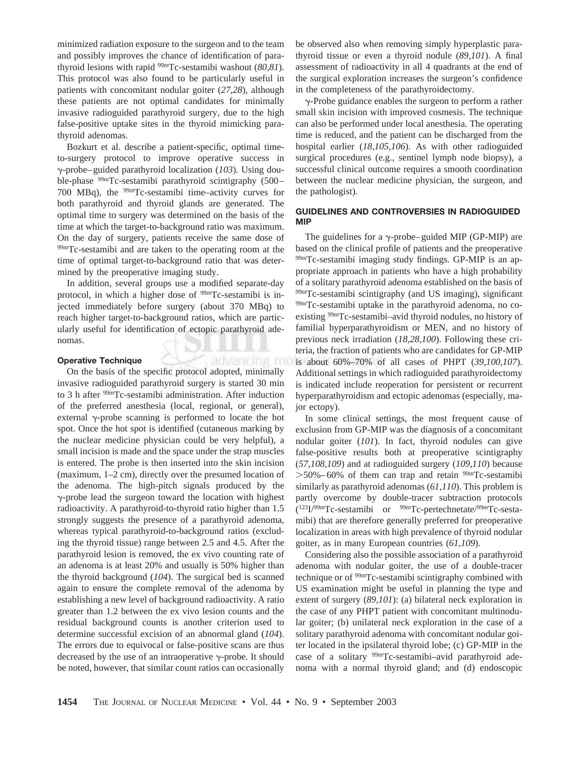minimized radiation exposure to the surgeon and to the team and possibly improves the chance of identification of parathyroid lesions with rapid $^{99m}$Tc-sestamibi washout (*80,81*). This protocol was also found to be particularly useful in patients with concomitant nodular goiter (*27,28*), although these patients are not optimal candidates for minimally invasive radioguided parathyroid surgery, due to the high false-positive uptake sites in the thyroid mimicking parathyroid adenomas.

Bozkurt et al. describe a patient-specific, optimal time-to-surgery protocol to improve operative success in γ-probe–guided parathyroid localization (*103*). Using double-phase $^{99m}$Tc-sestamibi parathyroid scintigraphy (500–700 MBq), the $^{99m}$Tc-sestamibi time–activity curves for both parathyroid and thyroid glands are generated. The optimal time to surgery was determined on the basis of the time at which the target-to-background ratio was maximum. On the day of surgery, patients receive the same dose of $^{99m}$Tc-sestamibi and are taken to the operating room at the time of optimal target-to-background ratio that was determined by the preoperative imaging study.

In addition, several groups use a modified separate-day protocol, in which a higher dose of $^{99m}$Tc-sestamibi is injected immediately before surgery (about 370 MBq) to reach higher target-to-background ratios, which are particularly useful for identification of ectopic parathyroid adenomas.

#### Operative Technique

On the basis of the specific protocol adopted, minimally invasive radioguided parathyroid surgery is started 30 min to 3 h after $^{99m}$Tc-sestamibi administration. After induction of the preferred anesthesia (local, regional, or general), external γ-probe scanning is performed to locate the hot spot. Once the hot spot is identified (cutaneous marking by the nuclear medicine physician could be very helpful), a small incision is made and the space under the strap muscles is entered. The probe is then inserted into the skin incision (maximum, 1–2 cm), directly over the presumed location of the adenoma. The high-pitch signals produced by the γ-probe lead the surgeon toward the location with highest radioactivity. A parathyroid-to-thyroid ratio higher than 1.5 strongly suggests the presence of a parathyroid adenoma, whereas typical parathyroid-to-background ratios (excluding the thyroid tissue) range between 2.5 and 4.5. After the parathyroid lesion is removed, the ex vivo counting rate of an adenoma is at least 20% and usually is 50% higher than the thyroid background (*104*). The surgical bed is scanned again to ensure the complete removal of the adenoma by establishing a new level of background radioactivity. A ratio greater than 1.2 between the ex vivo lesion counts and the residual background counts is another criterion used to determine successful excision of an abnormal gland (*104*). The errors due to equivocal or false-positive scans are thus decreased by the use of an intraoperative γ-probe. It should be noted, however, that similar count ratios can occasionally be observed also when removing simply hyperplastic parathyroid tissue or even a thyroid nodule (*89,101*). A final assessment of radioactivity in all 4 quadrants at the end of the surgical exploration increases the surgeon's confidence in the completeness of the parathyroidectomy.

γ-Probe guidance enables the surgeon to perform a rather small skin incision with improved cosmesis. The technique can also be performed under local anesthesia. The operating time is reduced, and the patient can be discharged from the hospital earlier (*18,105,106*). As with other radioguided surgical procedures (e.g., sentinel lymph node biopsy), a successful clinical outcome requires a smooth coordination between the nuclear medicine physician, the surgeon, and the pathologist).

### GUIDELINES AND CONTROVERSIES IN RADIOGUIDED MIP

The guidelines for a γ-probe–guided MIP (GP-MIP) are based on the clinical profile of patients and the preoperative $^{99m}$Tc-sestamibi imaging study findings. GP-MIP is an appropriate approach in patients who have a high probability of a solitary parathyroid adenoma established on the basis of $^{99m}$Tc-sestamibi scintigraphy (and US imaging), significant $^{99m}$Tc-sestamibi uptake in the parathyroid adenoma, no coexisting $^{99m}$Tc-sestamibi–avid thyroid nodules, no history of familial hyperparathyroidism or MEN, and no history of previous neck irradiation (*18,28,100*). Following these criteria, the fraction of patients who are candidates for GP-MIP is about 60%–70% of all cases of PHPT (*39,100,107*). Additional settings in which radioguided parathyroidectomy is indicated include reoperation for persistent or recurrent hyperparathyroidism and ectopic adenomas (especially, major ectopy).

In some clinical settings, the most frequent cause of exclusion from GP-MIP was the diagnosis of a concomitant nodular goiter (*101*). In fact, thyroid nodules can give false-positive results both at preoperative scintigraphy (*57,108,109*) and at radioguided surgery (*109,110*) because >50%–60% of them can trap and retain $^{99m}$Tc-sestamibi similarly as parathyroid adenomas (*61,110*). This problem is partly overcome by double-tracer subtraction protocols ($^{123}$I/$^{99m}$Tc-sestamibi or $^{99m}$Tc-pertechnetate/$^{99m}$Tc-sestamibi) that are therefore generally preferred for preoperative localization in areas with high prevalence of thyroid nodular goiter, as in many European countries (*61,109*).

Considering also the possible association of a parathyroid adenoma with nodular goiter, the use of a double-tracer technique or of $^{99m}$Tc-sestamibi scintigraphy combined with US examination might be useful in planning the type and extent of surgery (*89,101*): (a) bilateral neck exploration in the case of any PHPT patient with concomitant multinodular goiter; (b) unilateral neck exploration in the case of a solitary parathyroid adenoma with concomitant nodular goiter located in the ipsilateral thyroid lobe; (c) GP-MIP in the case of a solitary $^{99m}$Tc-sestamibi–avid parathyroid adenoma with a normal thyroid gland; and (d) endoscopic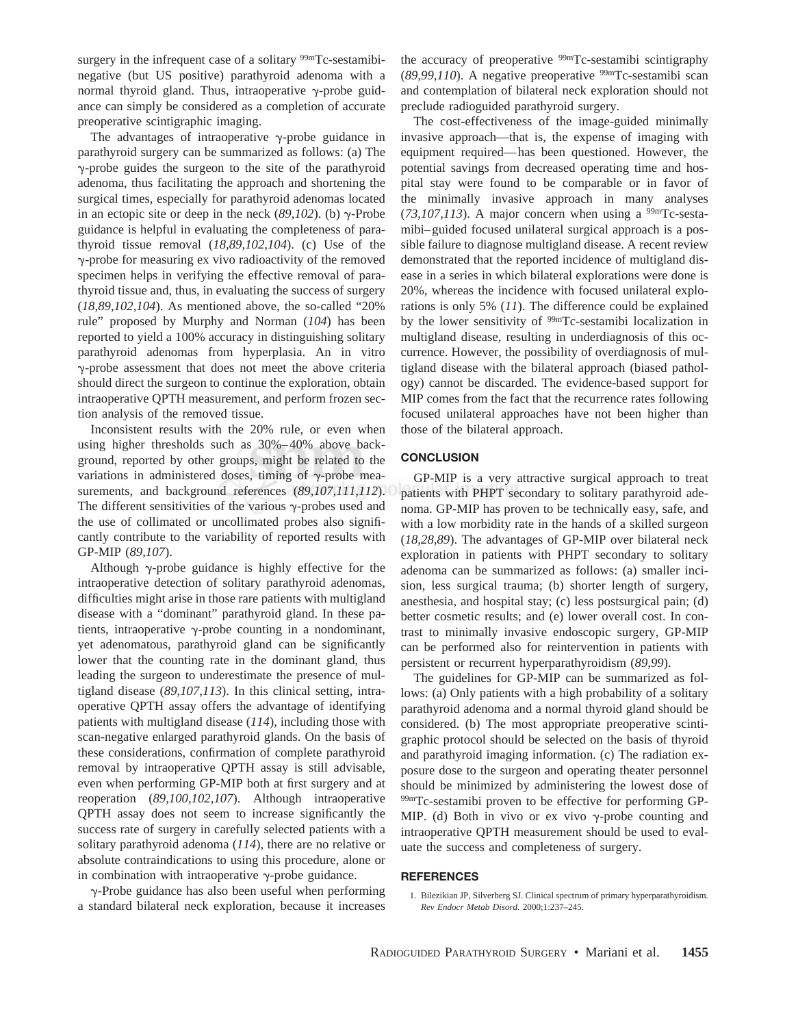surgery in the infrequent case of a solitary $^{99m}$Tc-sestamibi-negative (but US positive) parathyroid adenoma with a normal thyroid gland. Thus, intraoperative γ-probe guidance can simply be considered as a completion of accurate preoperative scintigraphic imaging.

The advantages of intraoperative γ-probe guidance in parathyroid surgery can be summarized as follows: (a) The γ-probe guides the surgeon to the site of the parathyroid adenoma, thus facilitating the approach and shortening the surgical times, especially for parathyroid adenomas located in an ectopic site or deep in the neck (*89,102*). (b) γ-Probe guidance is helpful in evaluating the completeness of parathyroid tissue removal (*18,89,102,104*). (c) Use of the γ-probe for measuring ex vivo radioactivity of the removed specimen helps in verifying the effective removal of parathyroid tissue and, thus, in evaluating the success of surgery (*18,89,102,104*). As mentioned above, the so-called "20% rule" proposed by Murphy and Norman (*104*) has been reported to yield a 100% accuracy in distinguishing solitary parathyroid adenomas from hyperplasia. An in vitro γ-probe assessment that does not meet the above criteria should direct the surgeon to continue the exploration, obtain intraoperative QPTH measurement, and perform frozen section analysis of the removed tissue.

Inconsistent results with the 20% rule, or even when using higher thresholds such as 30%–40% above background, reported by other groups, might be related to the variations in administered doses, timing of γ-probe measurements, and background references (*89,107,111,112*). The different sensitivities of the various γ-probes used and the use of collimated or uncollimated probes also significantly contribute to the variability of reported results with GP-MIP (*89,107*).

Although γ-probe guidance is highly effective for the intraoperative detection of solitary parathyroid adenomas, difficulties might arise in those rare patients with multigland disease with a "dominant" parathyroid gland. In these patients, intraoperative γ-probe counting in a nondominant, yet adenomatous, parathyroid gland can be significantly lower that the counting rate in the dominant gland, thus leading the surgeon to underestimate the presence of multigland disease (*89,107,113*). In this clinical setting, intraoperative QPTH assay offers the advantage of identifying patients with multigland disease (*114*), including those with scan-negative enlarged parathyroid glands. On the basis of these considerations, confirmation of complete parathyroid removal by intraoperative QPTH assay is still advisable, even when performing GP-MIP both at first surgery and at reoperation (*89,100,102,107*). Although intraoperative QPTH assay does not seem to increase significantly the success rate of surgery in carefully selected patients with a solitary parathyroid adenoma (*114*), there are no relative or absolute contraindications to using this procedure, alone or in combination with intraoperative γ-probe guidance.

γ-Probe guidance has also been useful when performing a standard bilateral neck exploration, because it increases the accuracy of preoperative $^{99m}$Tc-sestamibi scintigraphy (*89,99,110*). A negative preoperative $^{99m}$Tc-sestamibi scan and contemplation of bilateral neck exploration should not preclude radioguided parathyroid surgery.

The cost-effectiveness of the image-guided minimally invasive approach—that is, the expense of imaging with equipment required—has been questioned. However, the potential savings from decreased operating time and hospital stay were found to be comparable or in favor of the minimally invasive approach in many analyses (*73,107,113*). A major concern when using a $^{99m}$Tc-sestamibi–guided focused unilateral surgical approach is a possible failure to diagnose multigland disease. A recent review demonstrated that the reported incidence of multigland disease in a series in which bilateral explorations were done is 20%, whereas the incidence with focused unilateral explorations is only 5% (*11*). The difference could be explained by the lower sensitivity of $^{99m}$Tc-sestamibi localization in multigland disease, resulting in underdiagnosis of this occurrence. However, the possibility of overdiagnosis of multigland disease with the bilateral approach (biased pathology) cannot be discarded. The evidence-based support for MIP comes from the fact that the recurrence rates following focused unilateral approaches have not been higher than those of the bilateral approach.

## CONCLUSION

GP-MIP is a very attractive surgical approach to treat patients with PHPT secondary to solitary parathyroid adenoma. GP-MIP has proven to be technically easy, safe, and with a low morbidity rate in the hands of a skilled surgeon (*18,28,89*). The advantages of GP-MIP over bilateral neck exploration in patients with PHPT secondary to solitary adenoma can be summarized as follows: (a) smaller incision, less surgical trauma; (b) shorter length of surgery, anesthesia, and hospital stay; (c) less postsurgical pain; (d) better cosmetic results; and (e) lower overall cost. In contrast to minimally invasive endoscopic surgery, GP-MIP can be performed also for reintervention in patients with persistent or recurrent hyperparathyroidism (*89,99*).

The guidelines for GP-MIP can be summarized as follows: (a) Only patients with a high probability of a solitary parathyroid adenoma and a normal thyroid gland should be considered. (b) The most appropriate preoperative scintigraphic protocol should be selected on the basis of thyroid and parathyroid imaging information. (c) The radiation exposure dose to the surgeon and operating theater personnel should be minimized by administering the lowest dose of $^{99m}$Tc-sestamibi proven to be effective for performing GP-MIP. (d) Both in vivo or ex vivo γ-probe counting and intraoperative QPTH measurement should be used to evaluate the success and completeness of surgery.

## REFERENCES

1. Bilezikian JP, Silverberg SJ. Clinical spectrum of primary hyperparathyroidism. *Rev Endocr Metab Disord.* 2000;1:237–245.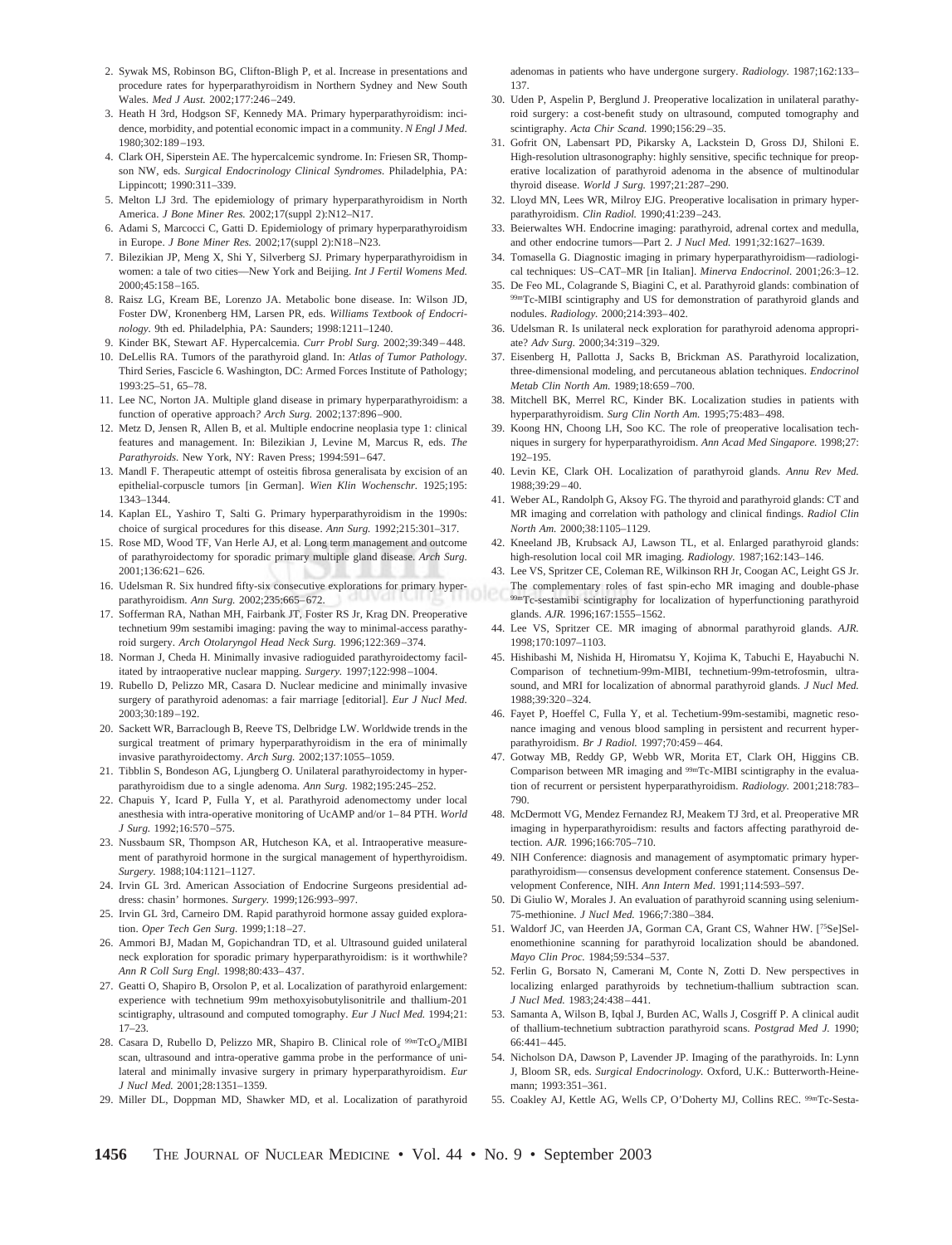2. Sywak MS, Robinson BG, Clifton-Bligh P, et al. Increase in presentations and procedure rates for hyperparathyroidism in Northern Sydney and New South Wales. *Med J Aust.* 2002;177:246–249.
3. Heath H 3rd, Hodgson SF, Kennedy MA. Primary hyperparathyroidism: incidence, morbidity, and potential economic impact in a community. *N Engl J Med.* 1980;302:189–193.
4. Clark OH, Siperstein AE. The hypercalcemic syndrome. In: Friesen SR, Thompson NW, eds. *Surgical Endocrinology Clinical Syndromes.* Philadelphia, PA: Lippincott; 1990:311–339.
5. Melton LJ 3rd. The epidemiology of primary hyperparathyroidism in North America. *J Bone Miner Res.* 2002;17(suppl 2):N12–N17.
6. Adami S, Marcocci C, Gatti D. Epidemiology of primary hyperparathyroidism in Europe. *J Bone Miner Res.* 2002;17(suppl 2):N18–N23.
7. Bilezikian JP, Meng X, Shi Y, Silverberg SJ. Primary hyperparathyroidism in women: a tale of two cities—New York and Beijing. *Int J Fertil Womens Med.* 2000;45:158–165.
8. Raisz LG, Kream BE, Lorenzo JA. Metabolic bone disease. In: Wilson JD, Foster DW, Kronenberg HM, Larsen PR, eds. *Williams Textbook of Endocrinology*. 9th ed. Philadelphia, PA: Saunders; 1998:1211–1240.
9. Kinder BK, Stewart AF. Hypercalcemia. *Curr Probl Surg.* 2002;39:349–448.
10. DeLellis RA. Tumors of the parathyroid gland. In: *Atlas of Tumor Pathology*. Third Series, Fascicle 6. Washington, DC: Armed Forces Institute of Pathology; 1993:25–51, 65–78.
11. Lee NC, Norton JA. Multiple gland disease in primary hyperparathyroidism: a function of operative approach? *Arch Surg.* 2002;137:896–900.
12. Metz D, Jensen R, Allen B, et al. Multiple endocrine neoplasia type 1: clinical features and management. In: Bilezikian J, Levine M, Marcus R, eds. *The Parathyroids.* New York, NY: Raven Press; 1994:591–647.
13. Mandl F. Therapeutic attempt of osteitis fibrosa generalisata by excision of an epithelial-corpuscle tumors [in German]. *Wien Klin Wochenschr.* 1925;195: 1343–1344.
14. Kaplan EL, Yashiro T, Salti G. Primary hyperparathyroidism in the 1990s: choice of surgical procedures for this disease. *Ann Surg.* 1992;215:301–317.
15. Rose MD, Wood TF, Van Herle AJ, et al. Long term management and outcome of parathyroidectomy for sporadic primary multiple gland disease. *Arch Surg.* 2001;136:621–626.
16. Udelsman R. Six hundred fifty-six consecutive explorations for primary hyperparathyroidism. *Ann Surg.* 2002;235:665–672.
17. Sofferman RA, Nathan MH, Fairbank JT, Foster RS Jr, Krag DN. Preoperative technetium 99m sestamibi imaging: paving the way to minimal-access parathyroid surgery. *Arch Otolaryngol Head Neck Surg.* 1996;122:369–374.
18. Norman J, Cheda H. Minimally invasive radioguided parathyroidectomy facilitated by intraoperative nuclear mapping. *Surgery.* 1997;122:998–1004.
19. Rubello D, Pelizzo MR, Casara D. Nuclear medicine and minimally invasive surgery of parathyroid adenomas: a fair marriage [editorial]. *Eur J Nucl Med.* 2003;30:189–192.
20. Sackett WR, Barraclough B, Reeve TS, Delbridge LW. Worldwide trends in the surgical treatment of primary hyperparathyroidism in the era of minimally invasive parathyroidectomy. *Arch Surg.* 2002;137:1055–1059.
21. Tibblin S, Bondeson AG, Ljungberg O. Unilateral parathyroidectomy in hyperparathyroidism due to a single adenoma. *Ann Surg.* 1982;195:245–252.
22. Chapuis Y, Icard P, Fulla Y, et al. Parathyroid adenomectomy under local anesthesia with intra-operative monitoring of UcAMP and/or 1–84 PTH. *World J Surg.* 1992;16:570–575.
23. Nussbaum SR, Thompson AR, Hutcheson KA, et al. Intraoperative measurement of parathyroid hormone in the surgical management of hyperthyroidism. *Surgery.* 1988;104:1121–1127.
24. Irvin GL 3rd. American Association of Endocrine Surgeons presidential address: chasin' hormones. *Surgery.* 1999;126:993–997.
25. Irvin GL 3rd, Carneiro DM. Rapid parathyroid hormone assay guided exploration. *Oper Tech Gen Surg.* 1999;1:18–27.
26. Ammori BJ, Madan M, Gopichandran TD, et al. Ultrasound guided unilateral neck exploration for sporadic primary hyperparathyroidism: is it worthwhile? *Ann R Coll Surg Engl.* 1998;80:433–437.
27. Geatti O, Shapiro B, Orsolon P, et al. Localization of parathyroid enlargement: experience with technetium 99m methoxyisobutylisonitrile and thallium-201 scintigraphy, ultrasound and computed tomography. *Eur J Nucl Med.* 1994;21: 17–23.
28. Casara D, Rubello D, Pelizzo MR, Shapiro B. Clinical role of $^{99m}TcO_4$/MIBI scan, ultrasound and intra-operative gamma probe in the performance of unilateral and minimally invasive surgery in primary hyperparathyroidism. *Eur J Nucl Med.* 2001;28:1351–1359.
29. Miller DL, Doppman MD, Shawker MD, et al. Localization of parathyroid adenomas in patients who have undergone surgery. *Radiology.* 1987;162:133–137.
30. Uden P, Aspelin P, Berglund J. Preoperative localization in unilateral parathyroid surgery: a cost-benefit study on ultrasound, computed tomography and scintigraphy. *Acta Chir Scand.* 1990;156:29–35.
31. Gofrit ON, Labensart PD, Pikarsky A, Lackstein D, Gross DJ, Shiloni E. High-resolution ultrasonography: highly sensitive, specific technique for preoperative localization of parathyroid adenoma in the absence of multinodular thyroid disease. *World J Surg.* 1997;21:287–290.
32. Lloyd MN, Lees WR, Milroy EJG. Preoperative localisation in primary hyperparathyroidism. *Clin Radiol.* 1990;41:239–243.
33. Beierwaltes WH. Endocrine imaging: parathyroid, adrenal cortex and medulla, and other endocrine tumors—Part 2. *J Nucl Med.* 1991;32:1627–1639.
34. Tomasella G. Diagnostic imaging in primary hyperparathyroidism—radiological techniques: US–CAT–MR [in Italian]. *Minerva Endocrinol.* 2001;26:3–12.
35. De Feo ML, Colagrande S, Biagini C, et al. Parathyroid glands: combination of $^{99m}$Tc-MIBI scintigraphy and US for demonstration of parathyroid glands and nodules. *Radiology.* 2000;214:393–402.
36. Udelsman R. Is unilateral neck exploration for parathyroid adenoma appropriate? *Adv Surg.* 2000;34:319–329.
37. Eisenberg H, Pallotta J, Sacks B, Brickman AS. Parathyroid localization, three-dimensional modeling, and percutaneous ablation techniques. *Endocrinol Metab Clin North Am.* 1989;18:659–700.
38. Mitchell BK, Merrel RC, Kinder BK. Localization studies in patients with hyperparathyroidism. *Surg Clin North Am.* 1995;75:483–498.
39. Koong HN, Choong LH, Soo KC. The role of preoperative localisation techniques in surgery for hyperparathyroidism. *Ann Acad Med Singapore.* 1998;27: 192–195.
40. Levin KE, Clark OH. Localization of parathyroid glands. *Annu Rev Med.* 1988;39:29–40.
41. Weber AL, Randolph G, Aksoy FG. The thyroid and parathyroid glands: CT and MR imaging and correlation with pathology and clinical findings. *Radiol Clin North Am.* 2000;38:1105–1129.
42. Kneeland JB, Krubsack AJ, Lawson TL, et al. Enlarged parathyroid glands: high-resolution local coil MR imaging. *Radiology.* 1987;162:143–146.
43. Lee VS, Spritzer CE, Coleman RE, Wilkinson RH Jr, Coogan AC, Leight GS Jr. The complementary roles of fast spin-echo MR imaging and double-phase $^{99m}$Tc-sestamibi scintigraphy for localization of hyperfunctioning parathyroid glands. *AJR.* 1996;167:1555–1562.
44. Lee VS, Spritzer CE. MR imaging of abnormal parathyroid glands. *AJR.* 1998;170:1097–1103.
45. Hishibashi M, Nishida H, Hiromatsu Y, Kojima K, Tabuchi E, Hayabuchi N. Comparison of technetium-99m-MIBI, technetium-99m-tetrofosmin, ultrasound, and MRI for localization of abnormal parathyroid glands. *J Nucl Med.* 1988;39:320–324.
46. Fayet P, Hoeffel C, Fulla Y, et al. Techetium-99m-sestamibi, magnetic resonance imaging and venous blood sampling in persistent and recurrent hyperparathyroidism. *Br J Radiol.* 1997;70:459–464.
47. Gotway MB, Reddy GP, Webb WR, Morita ET, Clark OH, Higgins CB. Comparison between MR imaging and $^{99m}$Tc-MIBI scintigraphy in the evaluation of recurrent or persistent hyperparathyroidism. *Radiology.* 2001;218:783–790.
48. McDermott VG, Mendez Fernandez RJ, Meakem TJ 3rd, et al. Preoperative MR imaging in hyperparathyroidism: results and factors affecting parathyroid detection. *AJR.* 1996;166:705–710.
49. NIH Conference: diagnosis and management of asymptomatic primary hyperparathyroidism—consensus development conference statement. Consensus Development Conference, NIH. *Ann Intern Med.* 1991;114:593–597.
50. Di Giulio W, Morales J. An evaluation of parathyroid scanning using selenium-75-methionine. *J Nucl Med.* 1966;7:380–384.
51. Waldorf JC, van Heerden JA, Gorman CA, Grant CS, Wahner HW. [$^{75}$Se]Selenomethionine scanning for parathyroid localization should be abandoned. *Mayo Clin Proc.* 1984;59:534–537.
52. Ferlin G, Borsato N, Camerani M, Conte N, Zotti D. New perspectives in localizing enlarged parathyroids by technetium-thallium subtraction scan. *J Nucl Med.* 1983;24:438–441.
53. Samanta A, Wilson B, Iqbal J, Burden AC, Walls J, Cosgriff P. A clinical audit of thallium-technetium subtraction parathyroid scans. *Postgrad Med J.* 1990; 66:441–445.
54. Nicholson DA, Dawson P, Lavender JP. Imaging of the parathyroids. In: Lynn J, Bloom SR, eds. *Surgical Endocrinology.* Oxford, U.K.: Butterworth-Heinemann; 1993:351–361.
55. Coakley AJ, Kettle AG, Wells CP, O'Doherty MJ, Collins REC. $^{99m}$Tc-Sesta-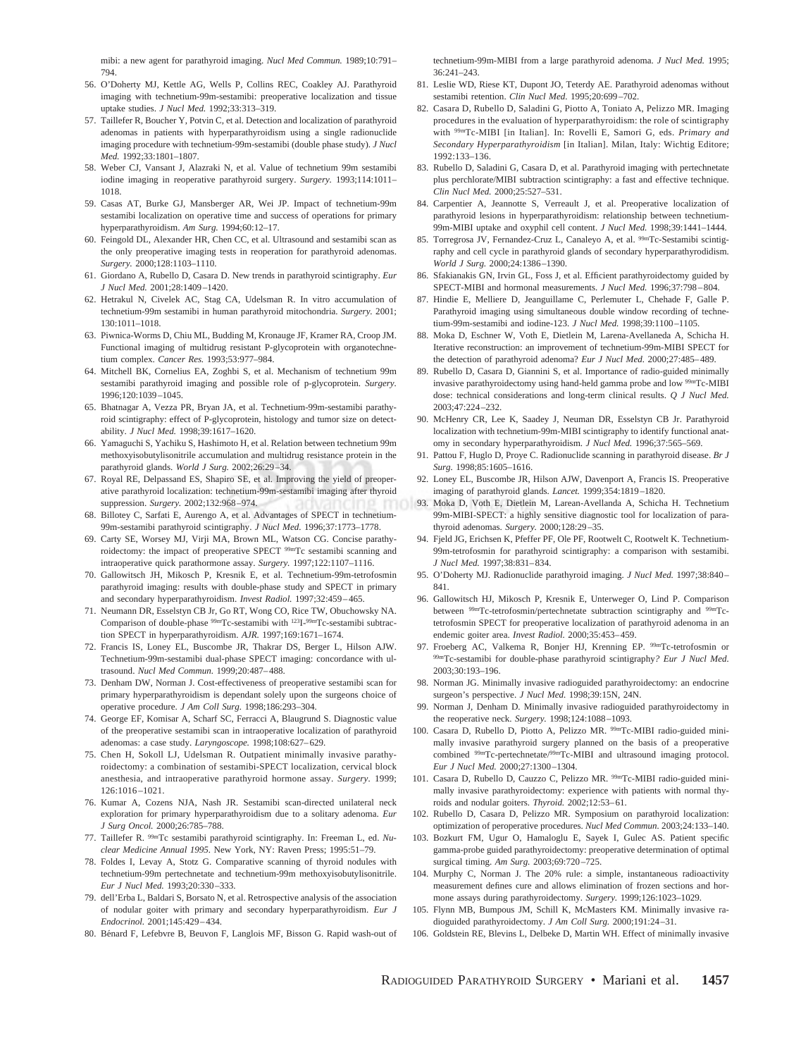mibi: a new agent for parathyroid imaging. *Nucl Med Commun.* 1989;10:791–794.

56. O'Doherty MJ, Kettle AG, Wells P, Collins REC, Coakley AJ. Parathyroid imaging with technetium-99m-sestamibi: preoperative localization and tissue uptake studies. *J Nucl Med.* 1992;33:313–319.
57. Taillefer R, Boucher Y, Potvin C, et al. Detection and localization of parathyroid adenomas in patients with hyperparathyroidism using a single radionuclide imaging procedure with technetium-99m-sestamibi (double phase study). *J Nucl Med.* 1992;33:1801–1807.
58. Weber CJ, Vansant J, Alazraki N, et al. Value of technetium 99m sestamibi iodine imaging in reoperative parathyroid surgery. *Surgery.* 1993;114:1011–1018.
59. Casas AT, Burke GJ, Mansberger AR, Wei JP. Impact of technetium-99m sestamibi localization on operative time and success of operations for primary hyperparathyroidism. *Am Surg.* 1994;60:12–17.
60. Feingold DL, Alexander HR, Chen CC, et al. Ultrasound and sestamibi scan as the only preoperative imaging tests in reoperation for parathyroid adenomas. *Surgery.* 2000;128:1103–1110.
61. Giordano A, Rubello D, Casara D. New trends in parathyroid scintigraphy. *Eur J Nucl Med.* 2001;28:1409–1420.
62. Hetrakul N, Civelek AC, Stag CA, Udelsman R. In vitro accumulation of technetium-99m sestamibi in human parathyroid mitochondria. *Surgery.* 2001;130:1011–1018.
63. Piwnica-Worms D, Chiu ML, Budding M, Kronauge JF, Kramer RA, Croop JM. Functional imaging of multidrug resistant P-glycoprotein with organotechnetium complex. *Cancer Res.* 1993;53:977–984.
64. Mitchell BK, Cornelius EA, Zoghbi S, et al. Mechanism of technetium 99m sestamibi parathyroid imaging and possible role of p-glycoprotein. *Surgery.* 1996;120:1039–1045.
65. Bhatnagar A, Vezza PR, Bryan JA, et al. Technetium-99m-sestamibi parathyroid scintigraphy: effect of P-glycoprotein, histology and tumor size on detectability. *J Nucl Med.* 1998;39:1617–1620.
66. Yamaguchi S, Yachiku S, Hashimoto H, et al. Relation between technetium 99m methoxyisobutylisonitrile accumulation and multidrug resistance protein in the parathyroid glands. *World J Surg.* 2002;26:29–34.
67. Royal RE, Delpassand ES, Shapiro SE, et al. Improving the yield of preoperative parathyroid localization: technetium-99m-sestamibi imaging after thyroid suppression. *Surgery.* 2002;132:968–974.
68. Billotey C, Sarfati E, Aurengo A, et al. Advantages of SPECT in technetium-99m-sestamibi parathyroid scintigraphy. *J Nucl Med.* 1996;37:1773–1778.
69. Carty SE, Worsey MJ, Virji MA, Brown ML, Watson CG. Concise parathyroidectomy: the impact of preoperative SPECT $^{99m}$Tc sestamibi scanning and intraoperative quick parathormone assay. *Surgery.* 1997;122:1107–1116.
70. Gallowitsch JH, Mikosch P, Kresnik E, et al. Technetium-99m-tetrofosmin parathyroid imaging: results with double-phase study and SPECT in primary and secondary hyperparathyroidism. *Invest Radiol.* 1997;32:459–465.
71. Neumann DR, Esselstyn CB Jr, Go RT, Wong CO, Rice TW, Obuchowsky NA. Comparison of double-phase $^{99m}$Tc-sestamibi with $^{123}$I-$^{99m}$Tc-sestamibi subtraction SPECT in hyperparathyroidism. *AJR.* 1997;169:1671–1674.
72. Francis IS, Loney EL, Buscombe JR, Thakrar DS, Berger L, Hilson AJW. Technetium-99m-sestamibi dual-phase SPECT imaging: concordance with ultrasound. *Nucl Med Commun.* 1999;20:487–488.
73. Denham DW, Norman J. Cost-effectiveness of preoperative sestamibi scan for primary hyperparathyroidism is dependant solely upon the surgeons choice of operative procedure. *J Am Coll Surg.* 1998;186:293–304.
74. George EF, Komisar A, Scharf SC, Ferracci A, Blaugrund S. Diagnostic value of the preoperative sestamibi scan in intraoperative localization of parathyroid adenomas: a case study. *Laryngoscope.* 1998;108:627–629.
75. Chen H, Sokoll LJ, Udelsman R. Outpatient minimally invasive parathyroidectomy: a combination of sestamibi-SPECT localization, cervical block anesthesia, and intraoperative parathyroid hormone assay. *Surgery.* 1999;126:1016–1021.
76. Kumar A, Cozens NJA, Nash JR. Sestamibi scan-directed unilateral neck exploration for primary hyperparathyroidism due to a solitary adenoma. *Eur J Surg Oncol.* 2000;26:785–788.
77. Taillefer R. $^{99m}$Tc sestamibi parathyroid scintigraphy. In: Freeman L, ed. *Nuclear Medicine Annual 1995.* New York, NY: Raven Press; 1995:51–79.
78. Foldes I, Levay A, Stotz G. Comparative scanning of thyroid nodules with technetium-99m pertechnetate and technetium-99m methoxyisobutylisonitrile. *Eur J Nucl Med.* 1993;20:330–333.
79. dell'Erba L, Baldari S, Borsato N, et al. Retrospective analysis of the association of nodular goiter with primary and secondary hyperparathyroidism. *Eur J Endocrinol.* 2001;145:429–434.
80. Bénard F, Lefebvre B, Beuvon F, Langlois MF, Bisson G. Rapid wash-out of technetium-99m-MIBI from a large parathyroid adenoma. *J Nucl Med.* 1995;36:241–243.
81. Leslie WD, Riese KT, Dupont JO, Teterdy AE. Parathyroid adenomas without sestamibi retention. *Clin Nucl Med.* 1995;20:699–702.
82. Casara D, Rubello D, Saladini G, Piotto A, Toniato A, Pelizzo MR. Imaging procedures in the evaluation of hyperparathyroidism: the role of scintigraphy with $^{99m}$Tc-MIBI [in Italian]. In: Rovelli E, Samori G, eds. *Primary and Secondary Hyperparathyroidism* [in Italian]. Milan, Italy: Wichtig Editore; 1992:133–136.
83. Rubello D, Saladini G, Casara D, et al. Parathyroid imaging with pertechnetate plus perchlorate/MIBI subtraction scintigraphy: a fast and effective technique. *Clin Nucl Med.* 2000;25:527–531.
84. Carpentier A, Jeannotte S, Verreault J, et al. Preoperative localization of parathyroid lesions in hyperparathyroidism: relationship between technetium-99m-MIBI uptake and oxyphil cell content. *J Nucl Med.* 1998;39:1441–1444.
85. Torregrosa JV, Fernandez-Cruz L, Canaleyo A, et al. $^{99m}$Tc-Sestamibi scintigraphy and cell cycle in parathyroid glands of secondary hyperparathyrodidism. *World J Surg.* 2000;24:1386–1390.
86. Sfakianakis GN, Irvin GL, Foss J, et al. Efficient parathyroidectomy guided by SPECT-MIBI and hormonal measurements. *J Nucl Med.* 1996;37:798–804.
87. Hindie E, Melliere D, Jeanguillame C, Perlemuter L, Chehade F, Galle P. Parathyroid imaging using simultaneous double window recording of technetium-99m-sestamibi and iodine-123. *J Nucl Med.* 1998;39:1100–1105.
88. Moka D, Eschner W, Voth E, Dietlein M, Larena-Avellaneda A, Schicha H. Iterative reconstruction: an improvement of technetium-99m-MIBI SPECT for the detection of parathyroid adenoma? *Eur J Nucl Med.* 2000;27:485–489.
89. Rubello D, Casara D, Giannini S, et al. Importance of radio-guided minimally invasive parathyroidectomy using hand-held gamma probe and low $^{99m}$Tc-MIBI dose: technical considerations and long-term clinical results. *Q J Nucl Med.* 2003;47:224–232.
90. McHenry CR, Lee K, Saadey J, Neuman DR, Esselstyn CB Jr. Parathyroid localization with technetium-99m-MIBI scintigraphy to identify functional anatomy in secondary hyperparathyroidism. *J Nucl Med.* 1996;37:565–569.
91. Pattou F, Huglo D, Proye C. Radionuclide scanning in parathyroid disease. *Br J Surg.* 1998;85:1605–1616.
92. Loney EL, Buscombe JR, Hilson AJW, Davenport A, Francis IS. Preoperative imaging of parathyroid glands. *Lancet.* 1999;354:1819–1820.
93. Moka D, Voth E, Dietlein M, Larean-Avellanda A, Schicha H. Technetium 99m-MIBI-SPECT: a highly sensitive diagnostic tool for localization of parathyroid adenomas. *Surgery.* 2000;128:29–35.
94. Fjeld JG, Erichsen K, Pfeffer PF, Ole PF, Rootwelt C, Rootwelt K. Technetium-99m-tetrofosmin for parathyroid scintigraphy: a comparison with sestamibi. *J Nucl Med.* 1997;38:831–834.
95. O'Doherty MJ. Radionuclide parathyroid imaging. *J Nucl Med.* 1997;38:840–841.
96. Gallowitsch HJ, Mikosch P, Kresnik E, Unterweger O, Lind P. Comparison between $^{99m}$Tc-tetrofosmin/pertechnetate subtraction scintigraphy and $^{99m}$Tc-tetrofosmin SPECT for preoperative localization of parathyroid adenoma in an endemic goiter area. *Invest Radiol.* 2000;35:453–459.
97. Froeberg AC, Valkema R, Bonjer HJ, Krenning EP. $^{99m}$Tc-tetrofosmin or $^{99m}$Tc-sestamibi for double-phase parathyroid scintigraphy? *Eur J Nucl Med.* 2003;30:193–196.
98. Norman JG. Minimally invasive radioguided parathyroidectomy: an endocrine surgeon's perspective. *J Nucl Med.* 1998;39:15N, 24N.
99. Norman J, Denham D. Minimally invasive radioguided parathyroidectomy in the reoperative neck. *Surgery.* 1998;124:1088–1093.
100. Casara D, Rubello D, Piotto A, Pelizzo MR. $^{99m}$Tc-MIBI radio-guided minimally invasive parathyroid surgery planned on the basis of a preoperative combined $^{99m}$Tc-pertechnetate/$^{99m}$Tc-MIBI and ultrasound imaging protocol. *Eur J Nucl Med.* 2000;27:1300–1304.
101. Casara D, Rubello D, Cauzzo C, Pelizzo MR. $^{99m}$Tc-MIBI radio-guided minimally invasive parathyroidectomy: experience with patients with normal thyroids and nodular goiters. *Thyroid.* 2002;12:53–61.
102. Rubello D, Casara D, Pelizzo MR. Symposium on parathyroid localization: optimization of peroperative procedures. *Nucl Med Commun.* 2003;24:133–140.
103. Bozkurt FM, Ugur O, Hamaloglu E, Sayek I, Gulec AS. Patient specific gamma-probe guided parathyroidectomy: preoperative determination of optimal surgical timing. *Am Surg.* 2003;69:720–725.
104. Murphy C, Norman J. The 20% rule: a simple, instantaneous radioactivity measurement defines cure and allows elimination of frozen sections and hormone assays during parathyroidectomy. *Surgery.* 1999;126:1023–1029.
105. Flynn MB, Bumpous JM, Schill K, McMasters KM. Minimally invasive radioguided parathyroidectomy. *J Am Coll Surg.* 2000;191:24–31.
106. Goldstein RE, Blevins L, Delbeke D, Martin WH. Effect of minimally invasive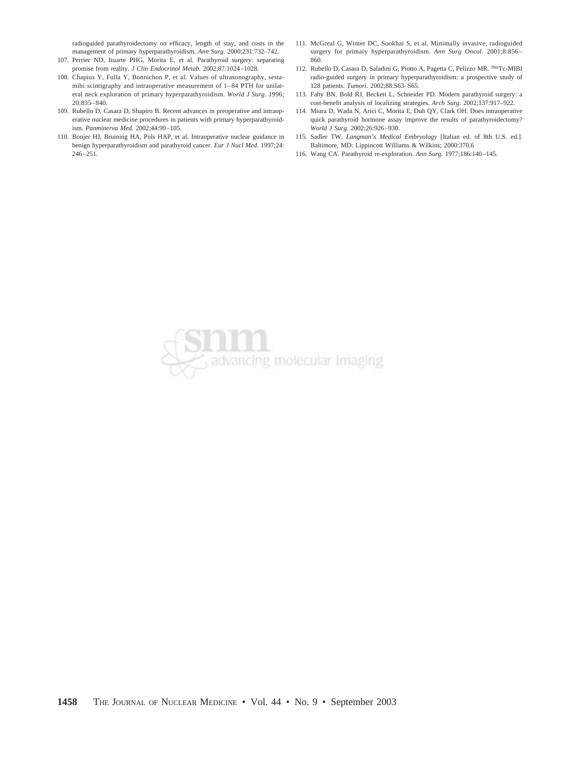radioguided parathyroidectomy on efficacy, length of stay, and costs in the management of primary hyperparathyroidism. *Ann Surg.* 2000;231:732–742.

107. Perrier ND, Ituarte PHG, Morita E, et al. Parathyroid surgery: separating promise from reality. *J Clin Endocrinol Metab.* 2002;87:1024–1028.
108. Chapius Y, Fulla Y, Bonnichon P, et al. Values of ultrasonography, sestamibi scintigraphy and intraoperative measurement of 1–84 PTH for unilateral neck exploration of primary hyperparathyroidism. *World J Surg.* 1996; 20:835–840.
109. Rubello D, Casara D, Shapiro B. Recent advances in preoperative and intraoperative nuclear medicine procedures in patients with primary hyperparathyroidism. *Panminerva Med.* 2002;44:99–105.
110. Bonjer HJ, Bruining HA, Pols HAP, et al. Intraoperative nuclear guidance in benign hyperparathyroidism and parathyroid cancer. *Eur J Nucl Med.* 1997;24: 246–251.
111. McGreal G, Winter DC, Sookhai S, et al. Minimally invasive, radioguided surgery for primary hyperparathyroidism. *Ann Surg Oncol.* 2001;8:856–860.
112. Rubello D, Casara D, Saladini G, Piotto A, Pagetta C, Pelizzo MR. $^{99m}$Tc-MIBI radio-guided surgery in primary hyperparathyroidism: a prospective study of 128 patients. *Tumori.* 2002;88:S63–S65.
113. Fahy BN, Bold RJ, Beckett L, Schneider PD. Modern parathyroid surgery: a cost-benefit analysis of localizing strategies. *Arch Surg.* 2002;137:917–922.
114. Miura D, Wada N, Arici C, Morita E, Duh QY, Clark OH. Does intraoperative quick parathyroid hormone assay improve the results of parathyroidectomy? *World J Surg.* 2002;26:926–930.
115. Sadler TW. *Langman's Medical Embryology* [Italian ed. of 8th U.S. ed.]. Baltimore, MD: Lippincott Williams & Wilkins; 2000:370.6
116. Wang CA. Parathyroid re-exploration. *Ann Surg.* 1977;186:140–145.